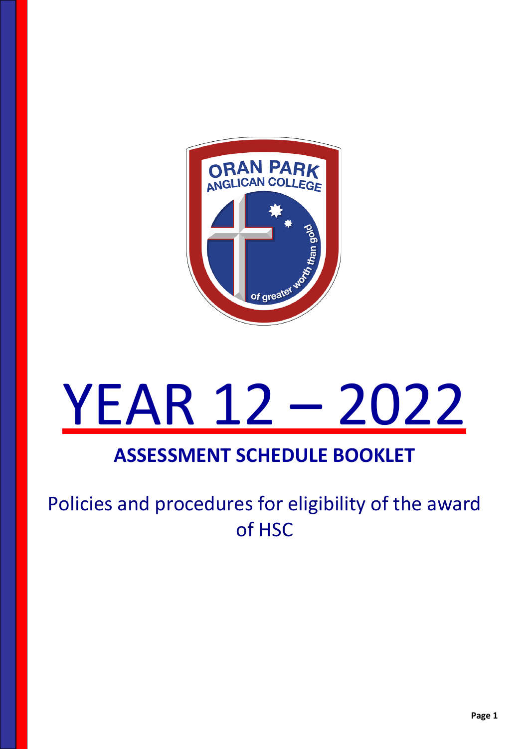# YEAR 12 – 2022

## ASSESSMENT SCHEDULE BOOKLET

Policies and procedures for eligibility of the award of HSC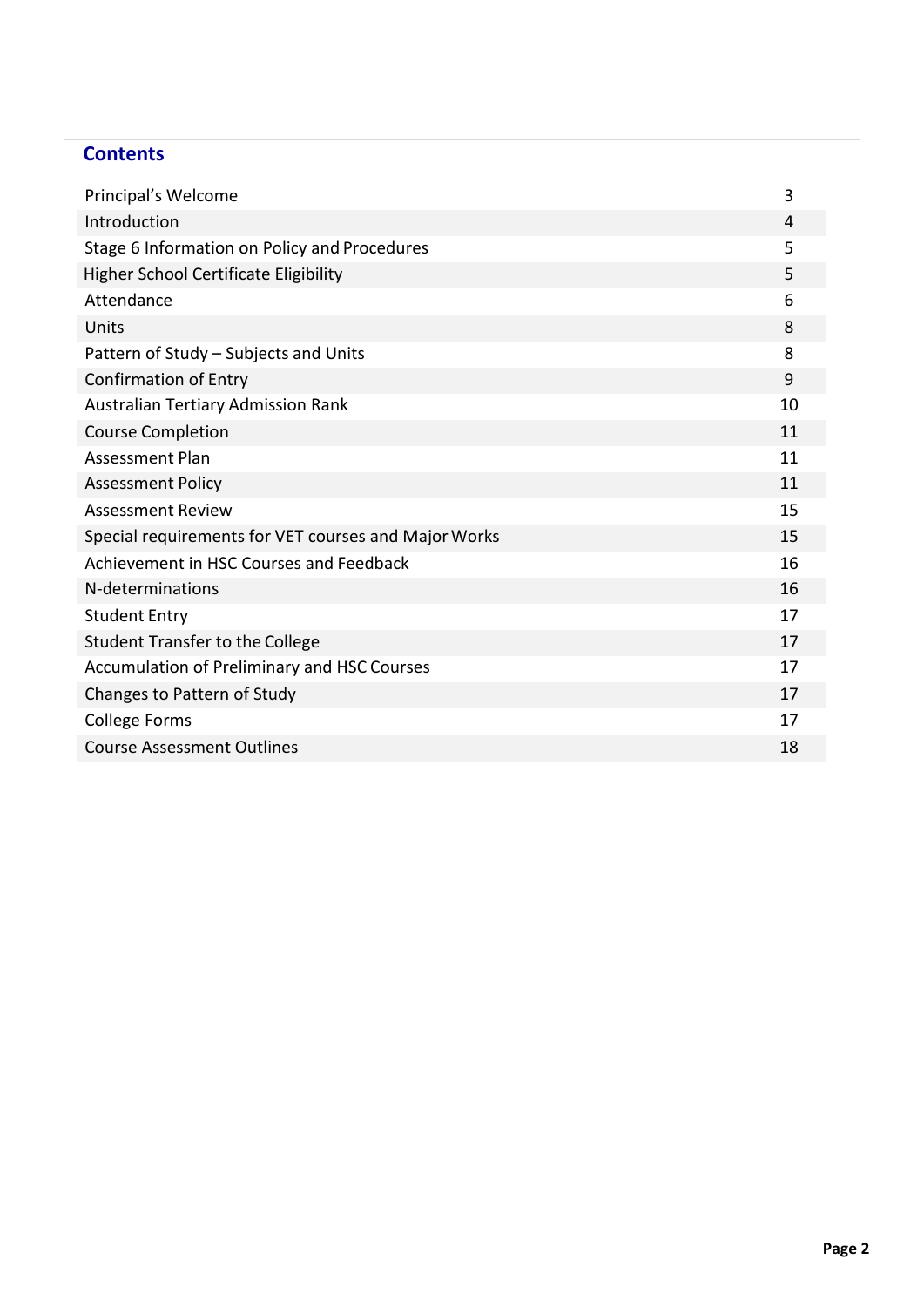## Contents

| | |
|---|---|
| Principal's Welcome | 3 |
| Introduction | 4 |
| Stage 6 Information on Policy and Procedures | 5 |
| Higher School Certificate Eligibility | 5 |
| Attendance | 6 |
| Units | 8 |
| Pattern of Study – Subjects and Units | 8 |
| Confirmation of Entry | 9 |
| Australian Tertiary Admission Rank | 10 |
| Course Completion | 11 |
| Assessment Plan | 11 |
| Assessment Policy | 11 |
| Assessment Review | 15 |
| Special requirements for VET courses and Major Works | 15 |
| Achievement in HSC Courses and Feedback | 16 |
| N-determinations | 16 |
| Student Entry | 17 |
| Student Transfer to the College | 17 |
| Accumulation of Preliminary and HSC Courses | 17 |
| Changes to Pattern of Study | 17 |
| College Forms | 17 |
| Course Assessment Outlines | 18 |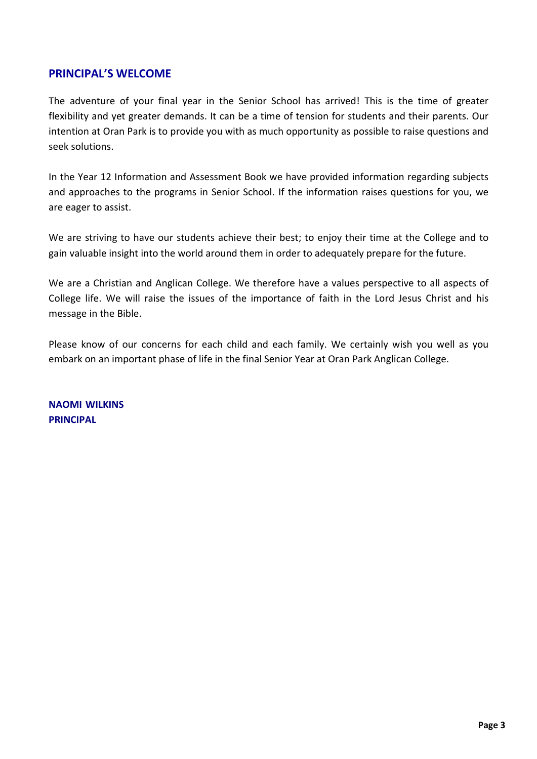## PRINCIPAL'S WELCOME

The adventure of your final year in the Senior School has arrived! This is the time of greater flexibility and yet greater demands. It can be a time of tension for students and their parents. Our intention at Oran Park is to provide you with as much opportunity as possible to raise questions and seek solutions.

In the Year 12 Information and Assessment Book we have provided information regarding subjects and approaches to the programs in Senior School. If the information raises questions for you, we are eager to assist.

We are striving to have our students achieve their best; to enjoy their time at the College and to gain valuable insight into the world around them in order to adequately prepare for the future.

We are a Christian and Anglican College. We therefore have a values perspective to all aspects of College life. We will raise the issues of the importance of faith in the Lord Jesus Christ and his message in the Bible.

Please know of our concerns for each child and each family. We certainly wish you well as you embark on an important phase of life in the final Senior Year at Oran Park Anglican College.

**NAOMI WILKINS**
**PRINCIPAL**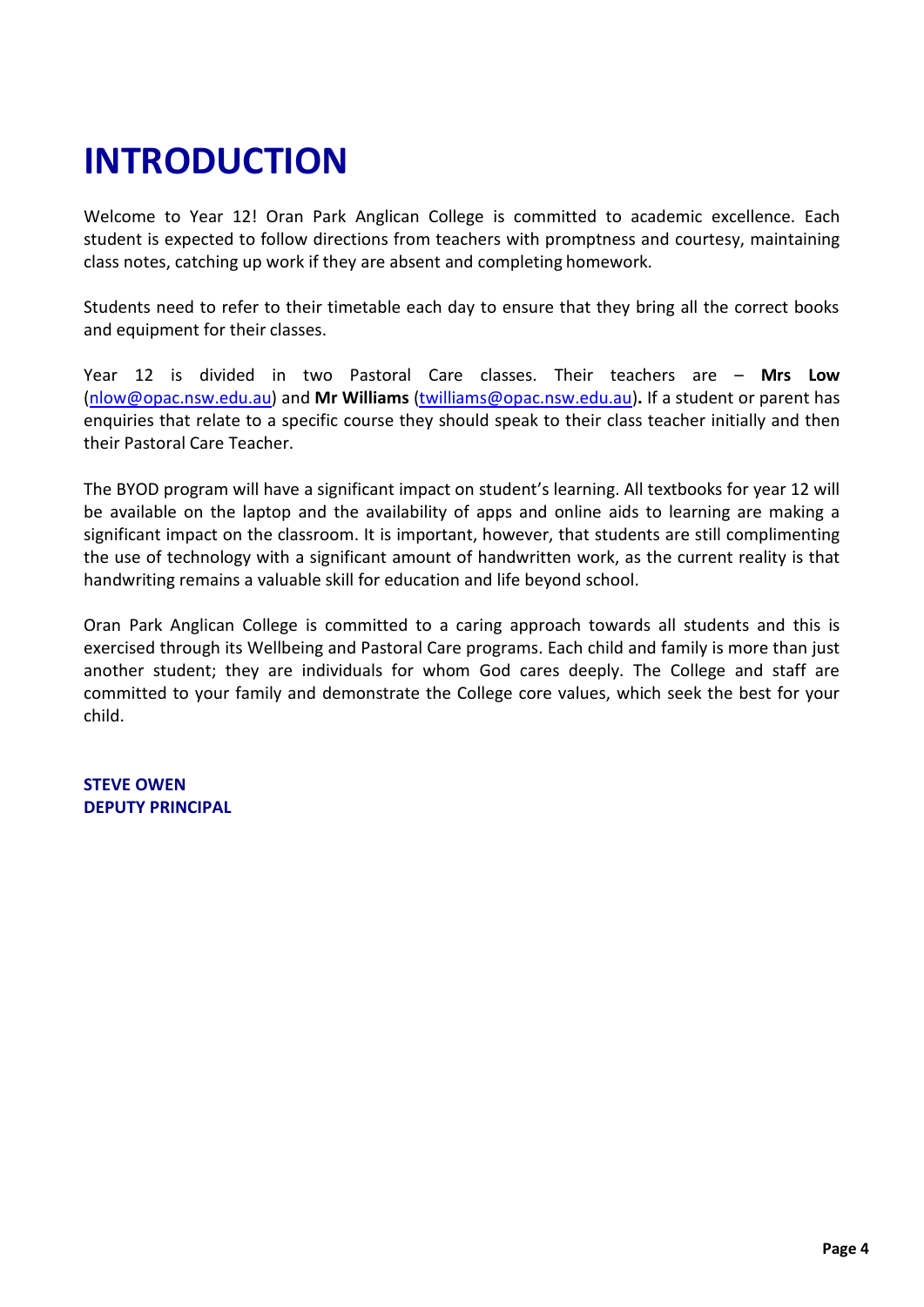# INTRODUCTION

Welcome to Year 12! Oran Park Anglican College is committed to academic excellence. Each student is expected to follow directions from teachers with promptness and courtesy, maintaining class notes, catching up work if they are absent and completing homework.

Students need to refer to their timetable each day to ensure that they bring all the correct books and equipment for their classes.

Year 12 is divided in two Pastoral Care classes. Their teachers are – **Mrs Low** (nlow@opac.nsw.edu.au) and **Mr Williams** (twilliams@opac.nsw.edu.au)**.** If a student or parent has enquiries that relate to a specific course they should speak to their class teacher initially and then their Pastoral Care Teacher.

The BYOD program will have a significant impact on student's learning. All textbooks for year 12 will be available on the laptop and the availability of apps and online aids to learning are making a significant impact on the classroom. It is important, however, that students are still complimenting the use of technology with a significant amount of handwritten work, as the current reality is that handwriting remains a valuable skill for education and life beyond school.

Oran Park Anglican College is committed to a caring approach towards all students and this is exercised through its Wellbeing and Pastoral Care programs. Each child and family is more than just another student; they are individuals for whom God cares deeply. The College and staff are committed to your family and demonstrate the College core values, which seek the best for your child.

**STEVE OWEN**
**DEPUTY PRINCIPAL**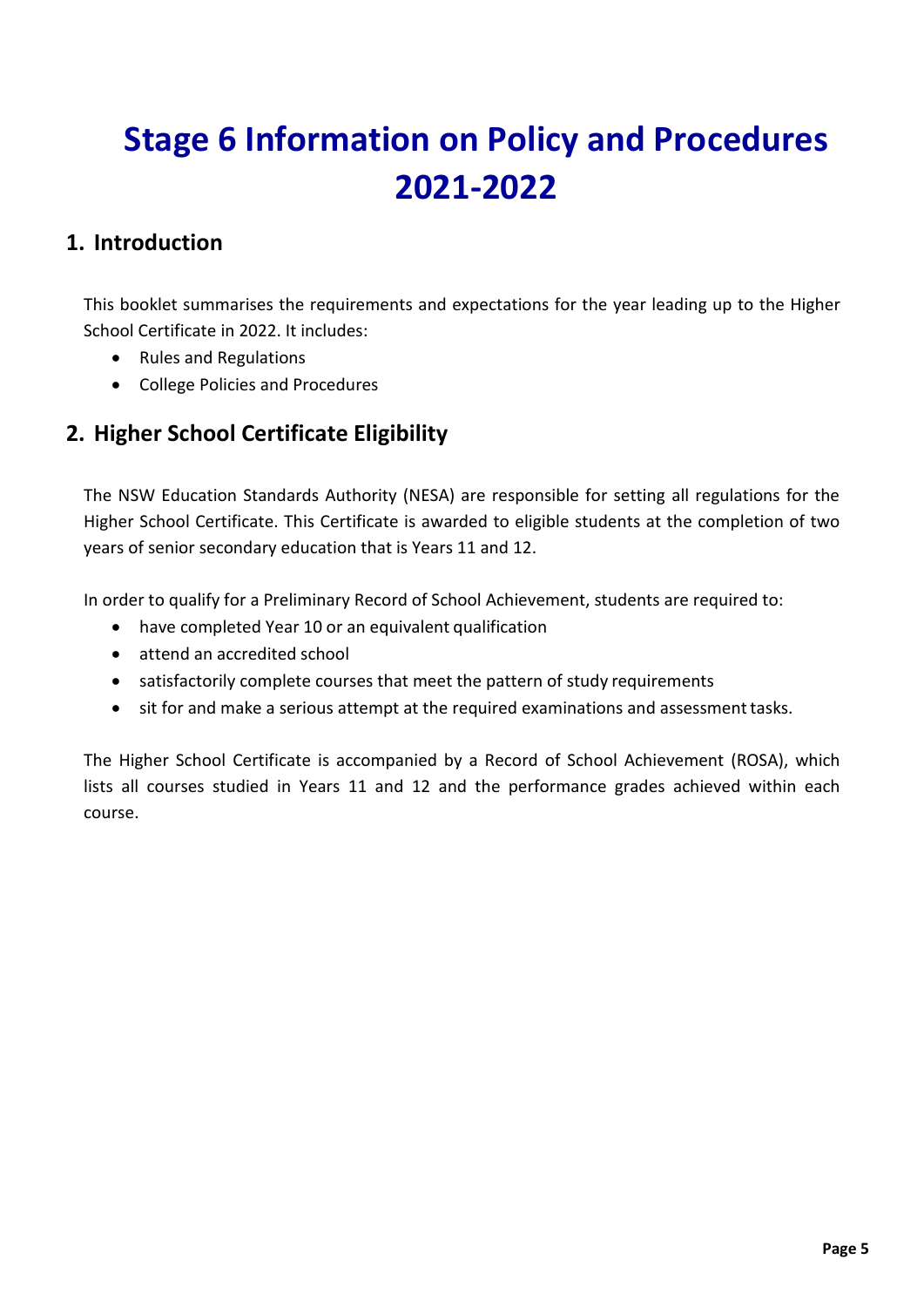# Stage 6 Information on Policy and Procedures 2021-2022

## 1. Introduction

This booklet summarises the requirements and expectations for the year leading up to the Higher School Certificate in 2022. It includes:

- Rules and Regulations
- College Policies and Procedures

## 2. Higher School Certificate Eligibility

The NSW Education Standards Authority (NESA) are responsible for setting all regulations for the Higher School Certificate. This Certificate is awarded to eligible students at the completion of two years of senior secondary education that is Years 11 and 12.

In order to qualify for a Preliminary Record of School Achievement, students are required to:

- have completed Year 10 or an equivalent qualification
- attend an accredited school
- satisfactorily complete courses that meet the pattern of study requirements
- sit for and make a serious attempt at the required examinations and assessment tasks.

The Higher School Certificate is accompanied by a Record of School Achievement (ROSA), which lists all courses studied in Years 11 and 12 and the performance grades achieved within each course.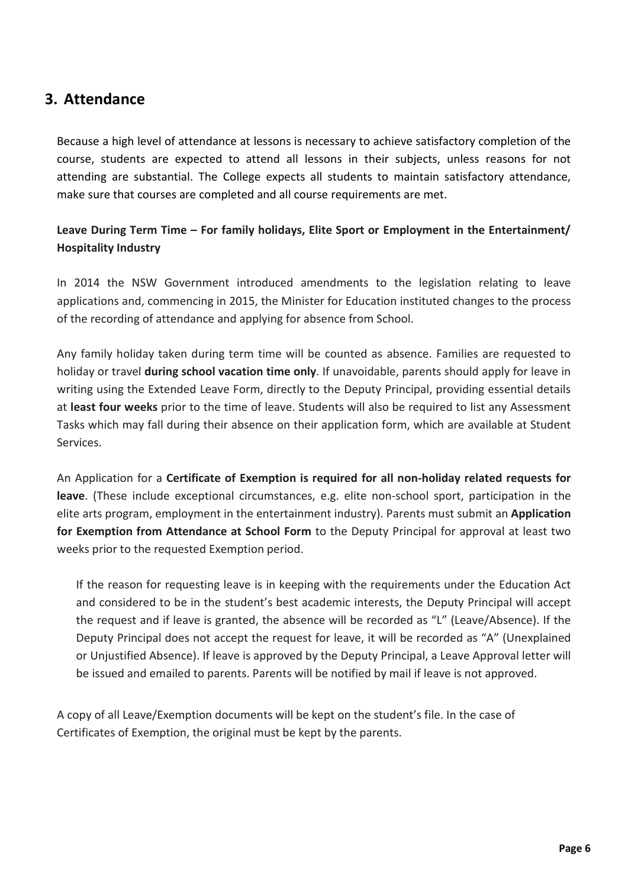## 3. Attendance

Because a high level of attendance at lessons is necessary to achieve satisfactory completion of the course, students are expected to attend all lessons in their subjects, unless reasons for not attending are substantial. The College expects all students to maintain satisfactory attendance, make sure that courses are completed and all course requirements are met.

**Leave During Term Time – For family holidays, Elite Sport or Employment in the Entertainment/ Hospitality Industry**

In 2014 the NSW Government introduced amendments to the legislation relating to leave applications and, commencing in 2015, the Minister for Education instituted changes to the process of the recording of attendance and applying for absence from School.

Any family holiday taken during term time will be counted as absence. Families are requested to holiday or travel **during school vacation time only**. If unavoidable, parents should apply for leave in writing using the Extended Leave Form, directly to the Deputy Principal, providing essential details at **least four weeks** prior to the time of leave. Students will also be required to list any Assessment Tasks which may fall during their absence on their application form, which are available at Student Services.

An Application for a **Certificate of Exemption is required for all non-holiday related requests for leave**. (These include exceptional circumstances, e.g. elite non-school sport, participation in the elite arts program, employment in the entertainment industry). Parents must submit an **Application for Exemption from Attendance at School Form** to the Deputy Principal for approval at least two weeks prior to the requested Exemption period.

If the reason for requesting leave is in keeping with the requirements under the Education Act and considered to be in the student's best academic interests, the Deputy Principal will accept the request and if leave is granted, the absence will be recorded as "L" (Leave/Absence). If the Deputy Principal does not accept the request for leave, it will be recorded as "A" (Unexplained or Unjustified Absence). If leave is approved by the Deputy Principal, a Leave Approval letter will be issued and emailed to parents. Parents will be notified by mail if leave is not approved.

A copy of all Leave/Exemption documents will be kept on the student's file. In the case of Certificates of Exemption, the original must be kept by the parents.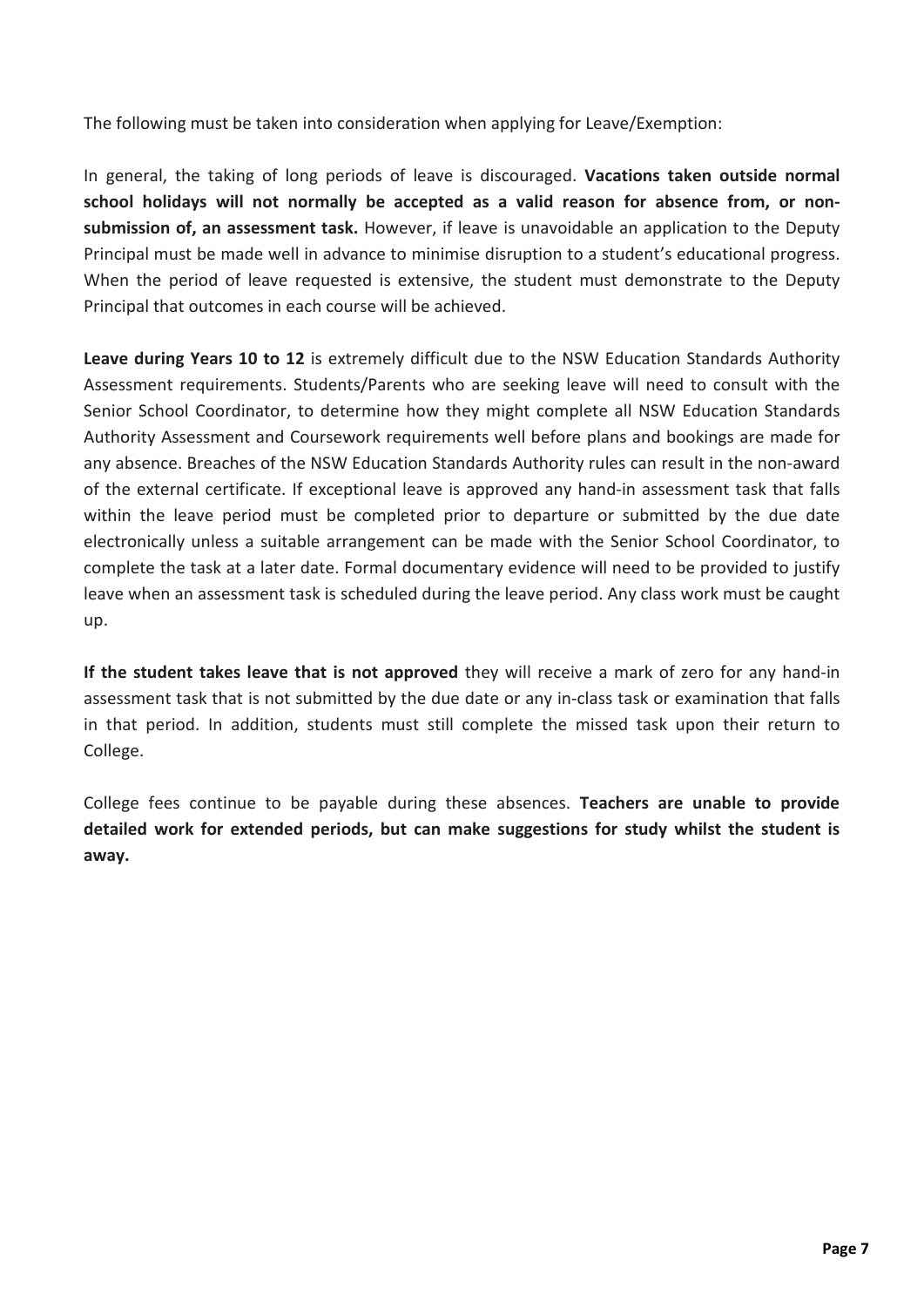The following must be taken into consideration when applying for Leave/Exemption:

In general, the taking of long periods of leave is discouraged. **Vacations taken outside normal school holidays will not normally be accepted as a valid reason for absence from, or non-submission of, an assessment task.** However, if leave is unavoidable an application to the Deputy Principal must be made well in advance to minimise disruption to a student's educational progress. When the period of leave requested is extensive, the student must demonstrate to the Deputy Principal that outcomes in each course will be achieved.

**Leave during Years 10 to 12** is extremely difficult due to the NSW Education Standards Authority Assessment requirements. Students/Parents who are seeking leave will need to consult with the Senior School Coordinator, to determine how they might complete all NSW Education Standards Authority Assessment and Coursework requirements well before plans and bookings are made for any absence. Breaches of the NSW Education Standards Authority rules can result in the non-award of the external certificate. If exceptional leave is approved any hand-in assessment task that falls within the leave period must be completed prior to departure or submitted by the due date electronically unless a suitable arrangement can be made with the Senior School Coordinator, to complete the task at a later date. Formal documentary evidence will need to be provided to justify leave when an assessment task is scheduled during the leave period. Any class work must be caught up.

**If the student takes leave that is not approved** they will receive a mark of zero for any hand-in assessment task that is not submitted by the due date or any in-class task or examination that falls in that period. In addition, students must still complete the missed task upon their return to College.

College fees continue to be payable during these absences. **Teachers are unable to provide detailed work for extended periods, but can make suggestions for study whilst the student is away.**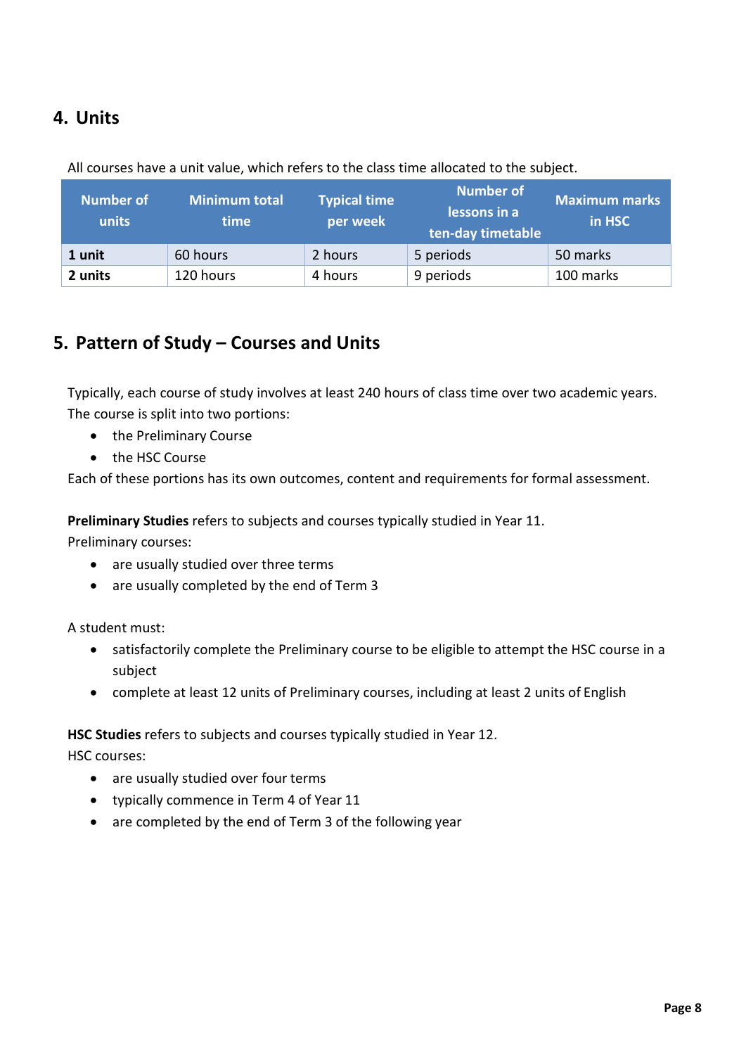## 4. Units

All courses have a unit value, which refers to the class time allocated to the subject.

| Number of units | Minimum total time | Typical time per week | Number of lessons in a ten-day timetable | Maximum marks in HSC |
|---|---|---|---|---|
| **1 unit** | 60 hours | 2 hours | 5 periods | 50 marks |
| **2 units** | 120 hours | 4 hours | 9 periods | 100 marks |

## 5. Pattern of Study – Courses and Units

Typically, each course of study involves at least 240 hours of class time over two academic years. The course is split into two portions:

- the Preliminary Course
- the HSC Course

Each of these portions has its own outcomes, content and requirements for formal assessment.

**Preliminary Studies** refers to subjects and courses typically studied in Year 11.
Preliminary courses:

- are usually studied over three terms
- are usually completed by the end of Term 3

A student must:

- satisfactorily complete the Preliminary course to be eligible to attempt the HSC course in a subject
- complete at least 12 units of Preliminary courses, including at least 2 units of English

**HSC Studies** refers to subjects and courses typically studied in Year 12.
HSC courses:

- are usually studied over four terms
- typically commence in Term 4 of Year 11
- are completed by the end of Term 3 of the following year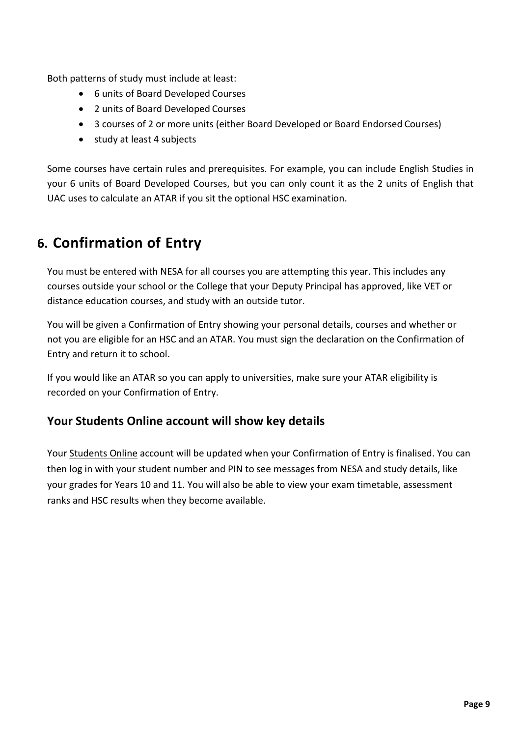Both patterns of study must include at least:

- 6 units of Board Developed Courses
- 2 units of Board Developed Courses
- 3 courses of 2 or more units (either Board Developed or Board Endorsed Courses)
- study at least 4 subjects

Some courses have certain rules and prerequisites. For example, you can include English Studies in your 6 units of Board Developed Courses, but you can only count it as the 2 units of English that UAC uses to calculate an ATAR if you sit the optional HSC examination.

## 6. Confirmation of Entry

You must be entered with NESA for all courses you are attempting this year. This includes any courses outside your school or the College that your Deputy Principal has approved, like VET or distance education courses, and study with an outside tutor.

You will be given a Confirmation of Entry showing your personal details, courses and whether or not you are eligible for an HSC and an ATAR. You must sign the declaration on the Confirmation of Entry and return it to school.

If you would like an ATAR so you can apply to universities, make sure your ATAR eligibility is recorded on your Confirmation of Entry.

### Your Students Online account will show key details

Your Students Online account will be updated when your Confirmation of Entry is finalised. You can then log in with your student number and PIN to see messages from NESA and study details, like your grades for Years 10 and 11. You will also be able to view your exam timetable, assessment ranks and HSC results when they become available.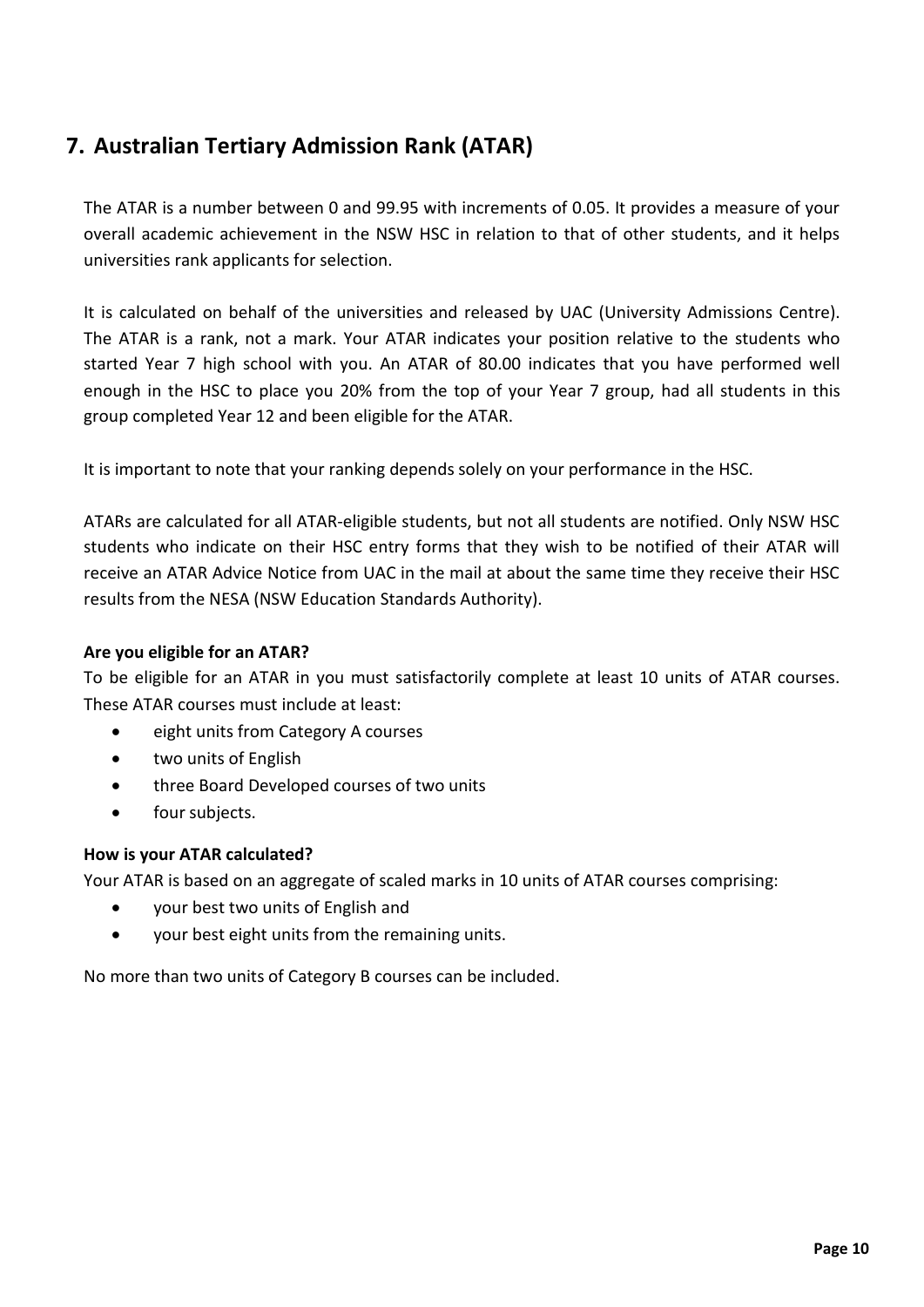## 7. Australian Tertiary Admission Rank (ATAR)

The ATAR is a number between 0 and 99.95 with increments of 0.05. It provides a measure of your overall academic achievement in the NSW HSC in relation to that of other students, and it helps universities rank applicants for selection.

It is calculated on behalf of the universities and released by UAC (University Admissions Centre). The ATAR is a rank, not a mark. Your ATAR indicates your position relative to the students who started Year 7 high school with you. An ATAR of 80.00 indicates that you have performed well enough in the HSC to place you 20% from the top of your Year 7 group, had all students in this group completed Year 12 and been eligible for the ATAR.

It is important to note that your ranking depends solely on your performance in the HSC.

ATARs are calculated for all ATAR-eligible students, but not all students are notified. Only NSW HSC students who indicate on their HSC entry forms that they wish to be notified of their ATAR will receive an ATAR Advice Notice from UAC in the mail at about the same time they receive their HSC results from the NESA (NSW Education Standards Authority).

**Are you eligible for an ATAR?**

To be eligible for an ATAR in you must satisfactorily complete at least 10 units of ATAR courses. These ATAR courses must include at least:

- eight units from Category A courses
- two units of English
- three Board Developed courses of two units
- four subjects.

**How is your ATAR calculated?**

Your ATAR is based on an aggregate of scaled marks in 10 units of ATAR courses comprising:

- your best two units of English and
- your best eight units from the remaining units.

No more than two units of Category B courses can be included.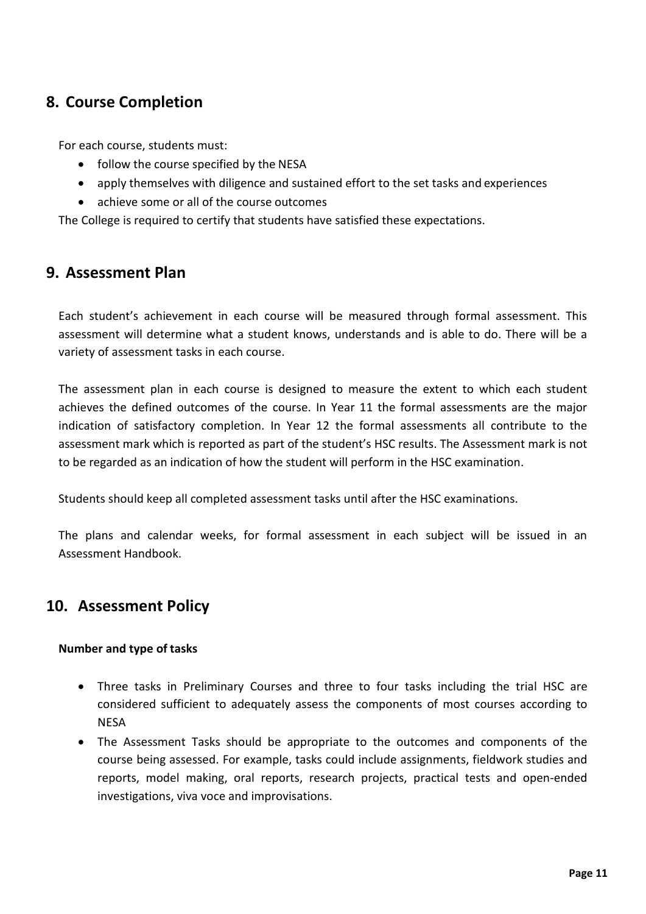## 8. Course Completion

For each course, students must:

- follow the course specified by the NESA
- apply themselves with diligence and sustained effort to the set tasks and experiences
- achieve some or all of the course outcomes

The College is required to certify that students have satisfied these expectations.

## 9. Assessment Plan

Each student's achievement in each course will be measured through formal assessment. This assessment will determine what a student knows, understands and is able to do. There will be a variety of assessment tasks in each course.

The assessment plan in each course is designed to measure the extent to which each student achieves the defined outcomes of the course. In Year 11 the formal assessments are the major indication of satisfactory completion. In Year 12 the formal assessments all contribute to the assessment mark which is reported as part of the student's HSC results. The Assessment mark is not to be regarded as an indication of how the student will perform in the HSC examination.

Students should keep all completed assessment tasks until after the HSC examinations.

The plans and calendar weeks, for formal assessment in each subject will be issued in an Assessment Handbook.

## 10. Assessment Policy

**Number and type of tasks**

- Three tasks in Preliminary Courses and three to four tasks including the trial HSC are considered sufficient to adequately assess the components of most courses according to NESA
- The Assessment Tasks should be appropriate to the outcomes and components of the course being assessed. For example, tasks could include assignments, fieldwork studies and reports, model making, oral reports, research projects, practical tests and open-ended investigations, viva voce and improvisations.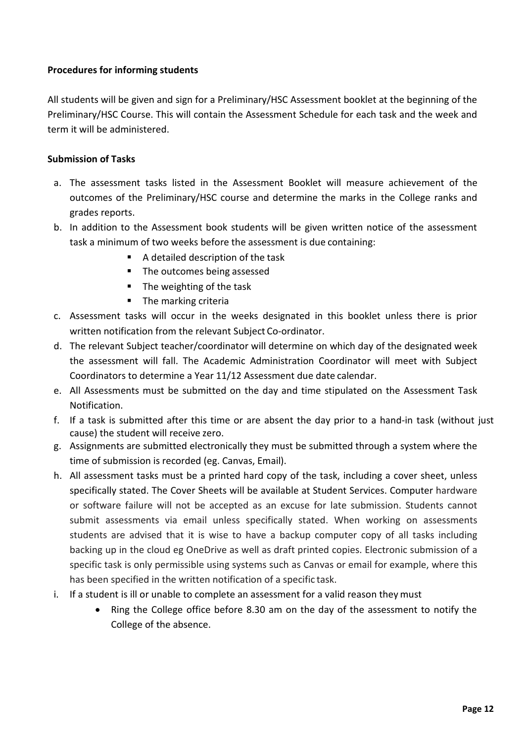**Procedures for informing students**

All students will be given and sign for a Preliminary/HSC Assessment booklet at the beginning of the Preliminary/HSC Course. This will contain the Assessment Schedule for each task and the week and term it will be administered.

**Submission of Tasks**

a. The assessment tasks listed in the Assessment Booklet will measure achievement of the outcomes of the Preliminary/HSC course and determine the marks in the College ranks and grades reports.
b. In addition to the Assessment book students will be given written notice of the assessment task a minimum of two weeks before the assessment is due containing:
    - A detailed description of the task
    - The outcomes being assessed
    - The weighting of the task
    - The marking criteria
c. Assessment tasks will occur in the weeks designated in this booklet unless there is prior written notification from the relevant Subject Co-ordinator.
d. The relevant Subject teacher/coordinator will determine on which day of the designated week the assessment will fall. The Academic Administration Coordinator will meet with Subject Coordinators to determine a Year 11/12 Assessment due date calendar.
e. All Assessments must be submitted on the day and time stipulated on the Assessment Task Notification.
f. If a task is submitted after this time or are absent the day prior to a hand-in task (without just cause) the student will receive zero.
g. Assignments are submitted electronically they must be submitted through a system where the time of submission is recorded (eg. Canvas, Email).
h. All assessment tasks must be a printed hard copy of the task, including a cover sheet, unless specifically stated. The Cover Sheets will be available at Student Services. Computer hardware or software failure will not be accepted as an excuse for late submission. Students cannot submit assessments via email unless specifically stated. When working on assessments students are advised that it is wise to have a backup computer copy of all tasks including backing up in the cloud eg OneDrive as well as draft printed copies. Electronic submission of a specific task is only permissible using systems such as Canvas or email for example, where this has been specified in the written notification of a specific task.
i. If a student is ill or unable to complete an assessment for a valid reason they must
    - Ring the College office before 8.30 am on the day of the assessment to notify the College of the absence.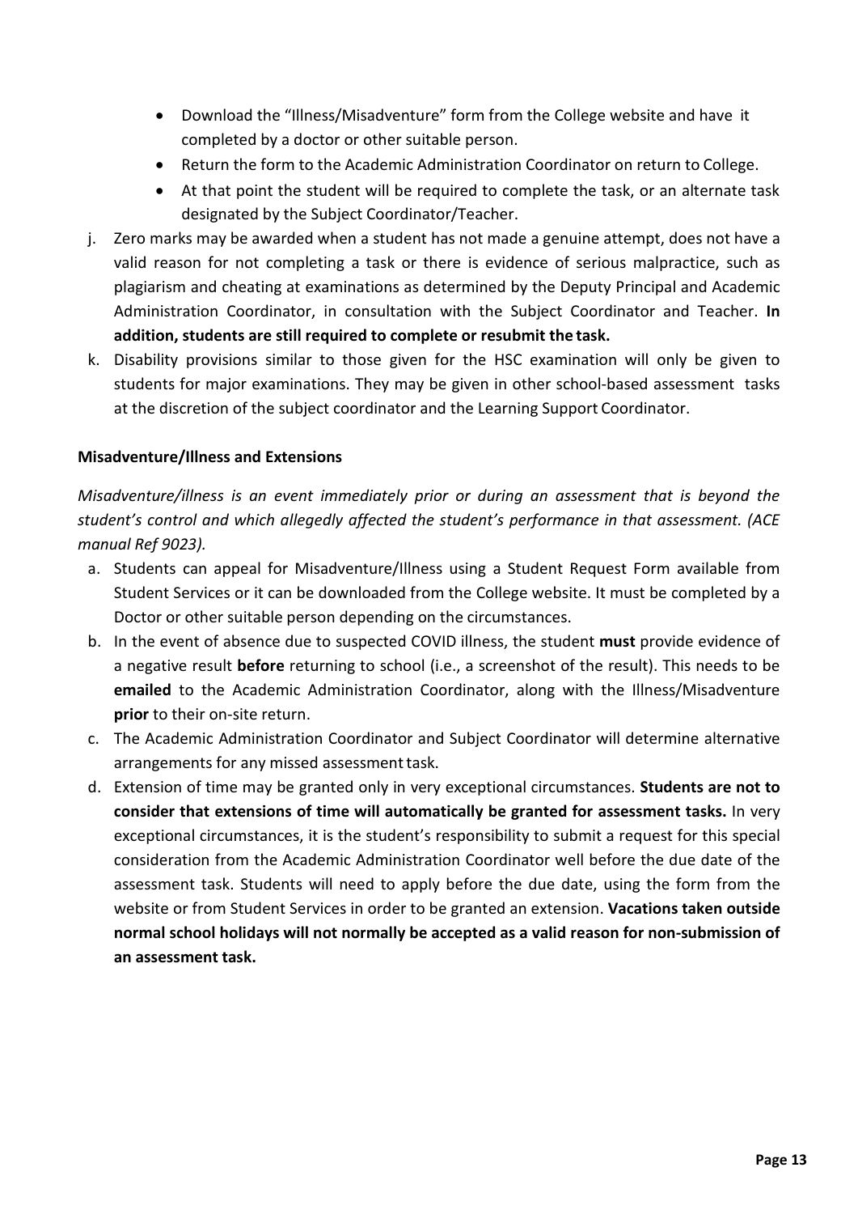- Download the "Illness/Misadventure" form from the College website and have it completed by a doctor or other suitable person.
- Return the form to the Academic Administration Coordinator on return to College.
- At that point the student will be required to complete the task, or an alternate task designated by the Subject Coordinator/Teacher.

j. Zero marks may be awarded when a student has not made a genuine attempt, does not have a valid reason for not completing a task or there is evidence of serious malpractice, such as plagiarism and cheating at examinations as determined by the Deputy Principal and Academic Administration Coordinator, in consultation with the Subject Coordinator and Teacher. **In addition, students are still required to complete or resubmit the task.**

k. Disability provisions similar to those given for the HSC examination will only be given to students for major examinations. They may be given in other school-based assessment tasks at the discretion of the subject coordinator and the Learning Support Coordinator.

**Misadventure/Illness and Extensions**

*Misadventure/illness is an event immediately prior or during an assessment that is beyond the student's control and which allegedly affected the student's performance in that assessment. (ACE manual Ref 9023).*

a. Students can appeal for Misadventure/Illness using a Student Request Form available from Student Services or it can be downloaded from the College website. It must be completed by a Doctor or other suitable person depending on the circumstances.

b. In the event of absence due to suspected COVID illness, the student **must** provide evidence of a negative result **before** returning to school (i.e., a screenshot of the result). This needs to be **emailed** to the Academic Administration Coordinator, along with the Illness/Misadventure **prior** to their on-site return.

c. The Academic Administration Coordinator and Subject Coordinator will determine alternative arrangements for any missed assessment task.

d. Extension of time may be granted only in very exceptional circumstances. **Students are not to consider that extensions of time will automatically be granted for assessment tasks.** In very exceptional circumstances, it is the student's responsibility to submit a request for this special consideration from the Academic Administration Coordinator well before the due date of the assessment task. Students will need to apply before the due date, using the form from the website or from Student Services in order to be granted an extension. **Vacations taken outside normal school holidays will not normally be accepted as a valid reason for non-submission of an assessment task.**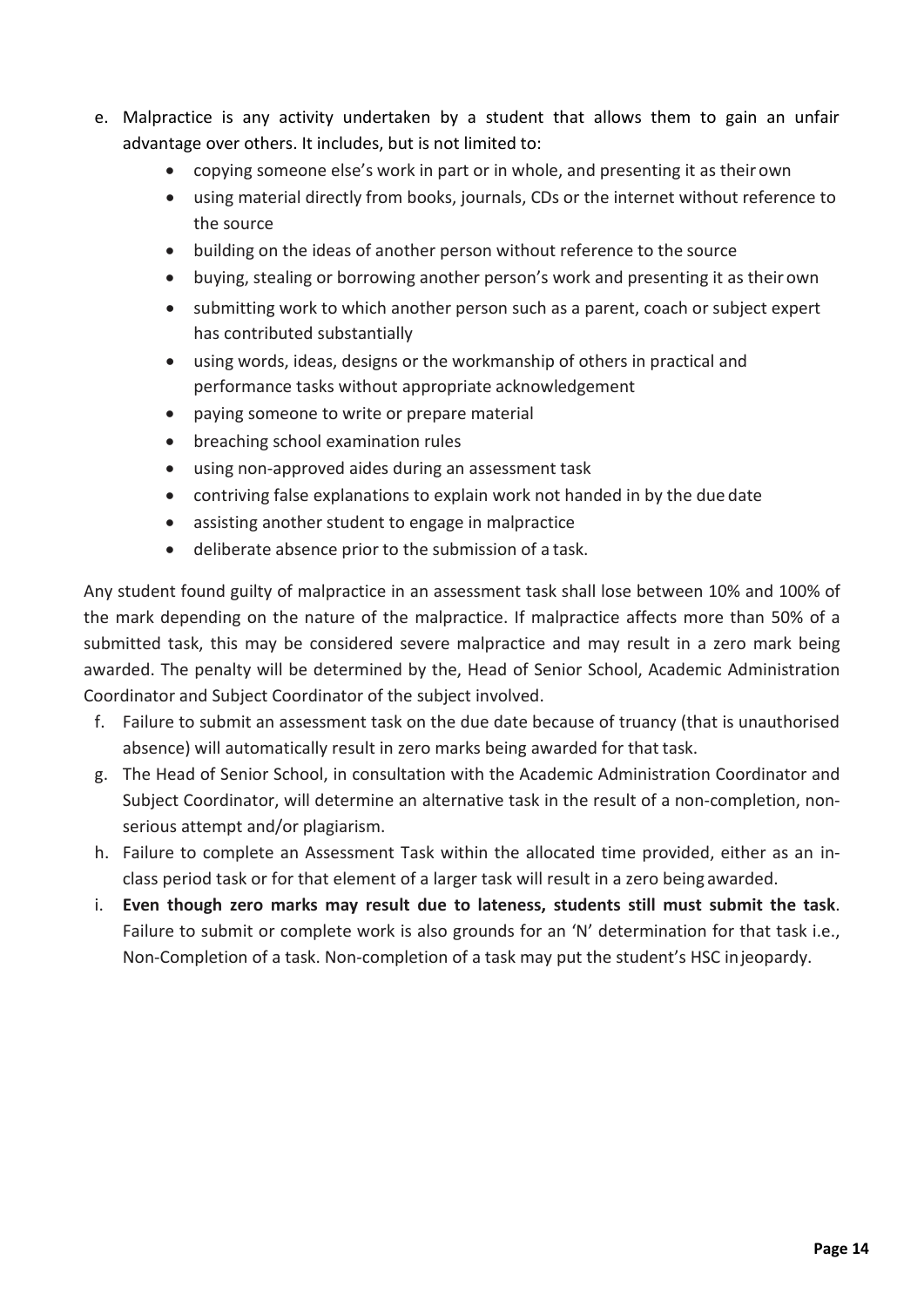e. Malpractice is any activity undertaken by a student that allows them to gain an unfair advantage over others. It includes, but is not limited to:
    - copying someone else's work in part or in whole, and presenting it as their own
    - using material directly from books, journals, CDs or the internet without reference to the source
    - building on the ideas of another person without reference to the source
    - buying, stealing or borrowing another person's work and presenting it as their own
    - submitting work to which another person such as a parent, coach or subject expert has contributed substantially
    - using words, ideas, designs or the workmanship of others in practical and performance tasks without appropriate acknowledgement
    - paying someone to write or prepare material
    - breaching school examination rules
    - using non-approved aides during an assessment task
    - contriving false explanations to explain work not handed in by the due date
    - assisting another student to engage in malpractice
    - deliberate absence prior to the submission of a task.

Any student found guilty of malpractice in an assessment task shall lose between 10% and 100% of the mark depending on the nature of the malpractice. If malpractice affects more than 50% of a submitted task, this may be considered severe malpractice and may result in a zero mark being awarded. The penalty will be determined by the, Head of Senior School, Academic Administration Coordinator and Subject Coordinator of the subject involved.

f. Failure to submit an assessment task on the due date because of truancy (that is unauthorised absence) will automatically result in zero marks being awarded for that task.

g. The Head of Senior School, in consultation with the Academic Administration Coordinator and Subject Coordinator, will determine an alternative task in the result of a non-completion, non-serious attempt and/or plagiarism.

h. Failure to complete an Assessment Task within the allocated time provided, either as an in-class period task or for that element of a larger task will result in a zero being awarded.

i. **Even though zero marks may result due to lateness, students still must submit the task**. Failure to submit or complete work is also grounds for an 'N' determination for that task i.e., Non-Completion of a task. Non-completion of a task may put the student's HSC in jeopardy.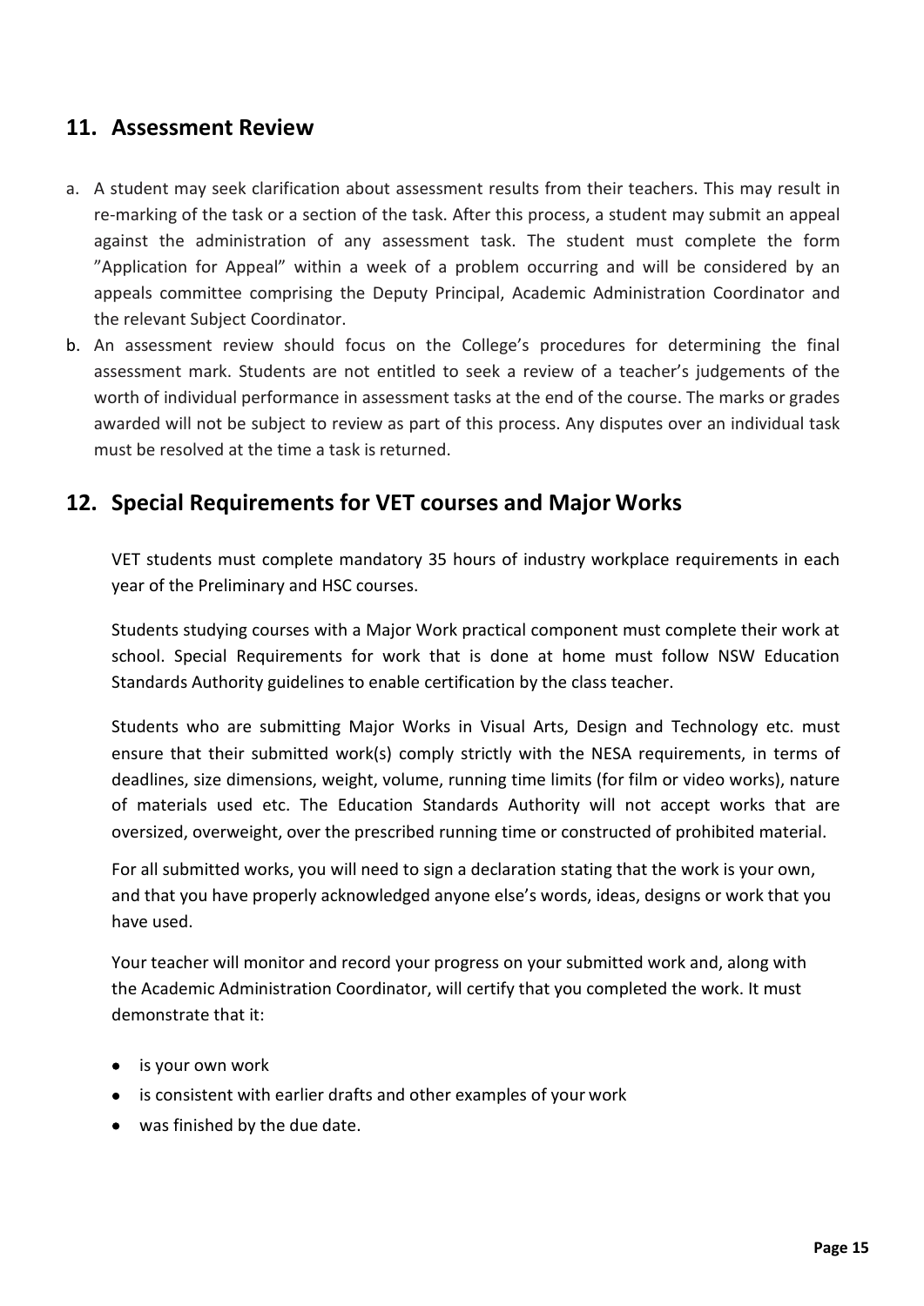## 11. Assessment Review

a. A student may seek clarification about assessment results from their teachers. This may result in re-marking of the task or a section of the task. After this process, a student may submit an appeal against the administration of any assessment task. The student must complete the form "Application for Appeal" within a week of a problem occurring and will be considered by an appeals committee comprising the Deputy Principal, Academic Administration Coordinator and the relevant Subject Coordinator.
b. An assessment review should focus on the College's procedures for determining the final assessment mark. Students are not entitled to seek a review of a teacher's judgements of the worth of individual performance in assessment tasks at the end of the course. The marks or grades awarded will not be subject to review as part of this process. Any disputes over an individual task must be resolved at the time a task is returned.

## 12. Special Requirements for VET courses and Major Works

VET students must complete mandatory 35 hours of industry workplace requirements in each year of the Preliminary and HSC courses.

Students studying courses with a Major Work practical component must complete their work at school. Special Requirements for work that is done at home must follow NSW Education Standards Authority guidelines to enable certification by the class teacher.

Students who are submitting Major Works in Visual Arts, Design and Technology etc. must ensure that their submitted work(s) comply strictly with the NESA requirements, in terms of deadlines, size dimensions, weight, volume, running time limits (for film or video works), nature of materials used etc. The Education Standards Authority will not accept works that are oversized, overweight, over the prescribed running time or constructed of prohibited material.

For all submitted works, you will need to sign a declaration stating that the work is your own, and that you have properly acknowledged anyone else's words, ideas, designs or work that you have used.

Your teacher will monitor and record your progress on your submitted work and, along with the Academic Administration Coordinator, will certify that you completed the work. It must demonstrate that it:

- is your own work
- is consistent with earlier drafts and other examples of your work
- was finished by the due date.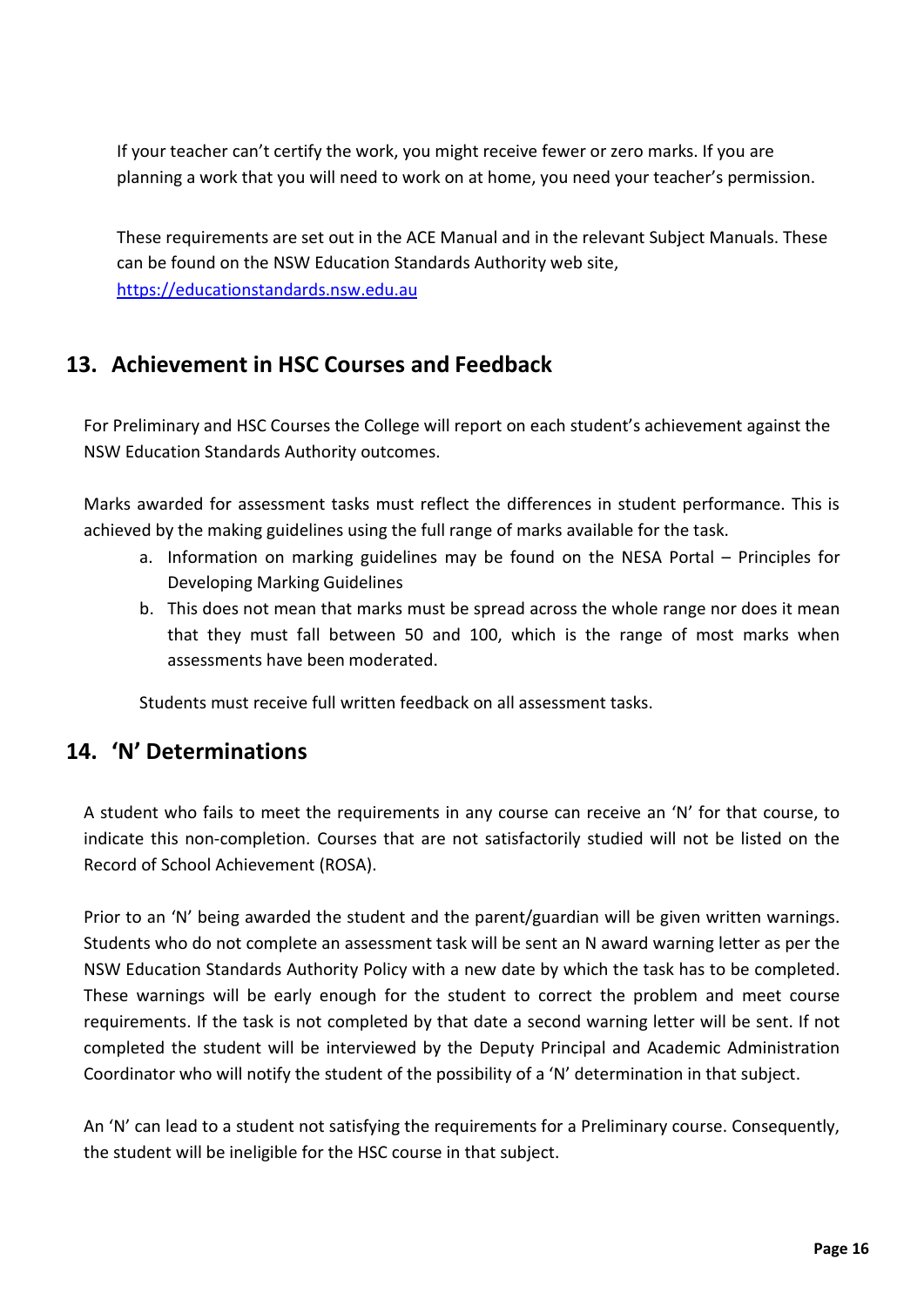If your teacher can't certify the work, you might receive fewer or zero marks. If you are planning a work that you will need to work on at home, you need your teacher's permission.

These requirements are set out in the ACE Manual and in the relevant Subject Manuals. These can be found on the NSW Education Standards Authority web site, https://educationstandards.nsw.edu.au

## 13. Achievement in HSC Courses and Feedback

For Preliminary and HSC Courses the College will report on each student's achievement against the NSW Education Standards Authority outcomes.

Marks awarded for assessment tasks must reflect the differences in student performance. This is achieved by the making guidelines using the full range of marks available for the task.

a. Information on marking guidelines may be found on the NESA Portal – Principles for Developing Marking Guidelines
b. This does not mean that marks must be spread across the whole range nor does it mean that they must fall between 50 and 100, which is the range of most marks when assessments have been moderated.

Students must receive full written feedback on all assessment tasks.

## 14. 'N' Determinations

A student who fails to meet the requirements in any course can receive an 'N' for that course, to indicate this non-completion. Courses that are not satisfactorily studied will not be listed on the Record of School Achievement (ROSA).

Prior to an 'N' being awarded the student and the parent/guardian will be given written warnings. Students who do not complete an assessment task will be sent an N award warning letter as per the NSW Education Standards Authority Policy with a new date by which the task has to be completed. These warnings will be early enough for the student to correct the problem and meet course requirements. If the task is not completed by that date a second warning letter will be sent. If not completed the student will be interviewed by the Deputy Principal and Academic Administration Coordinator who will notify the student of the possibility of a 'N' determination in that subject.

An 'N' can lead to a student not satisfying the requirements for a Preliminary course. Consequently, the student will be ineligible for the HSC course in that subject.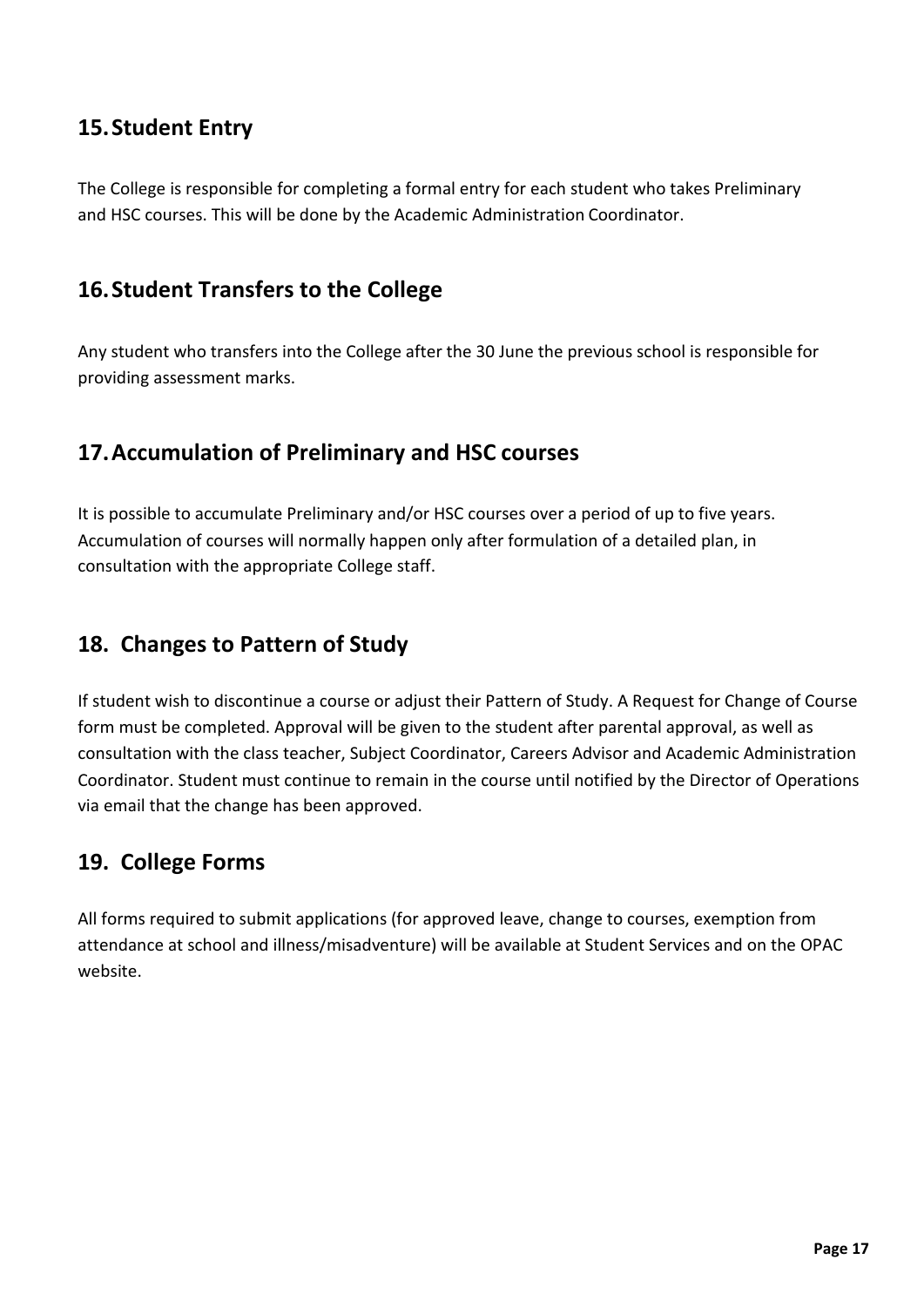## 15. Student Entry

The College is responsible for completing a formal entry for each student who takes Preliminary and HSC courses. This will be done by the Academic Administration Coordinator.

## 16. Student Transfers to the College

Any student who transfers into the College after the 30 June the previous school is responsible for providing assessment marks.

## 17. Accumulation of Preliminary and HSC courses

It is possible to accumulate Preliminary and/or HSC courses over a period of up to five years. Accumulation of courses will normally happen only after formulation of a detailed plan, in consultation with the appropriate College staff.

## 18. Changes to Pattern of Study

If student wish to discontinue a course or adjust their Pattern of Study. A Request for Change of Course form must be completed. Approval will be given to the student after parental approval, as well as consultation with the class teacher, Subject Coordinator, Careers Advisor and Academic Administration Coordinator. Student must continue to remain in the course until notified by the Director of Operations via email that the change has been approved.

## 19. College Forms

All forms required to submit applications (for approved leave, change to courses, exemption from attendance at school and illness/misadventure) will be available at Student Services and on the OPAC website.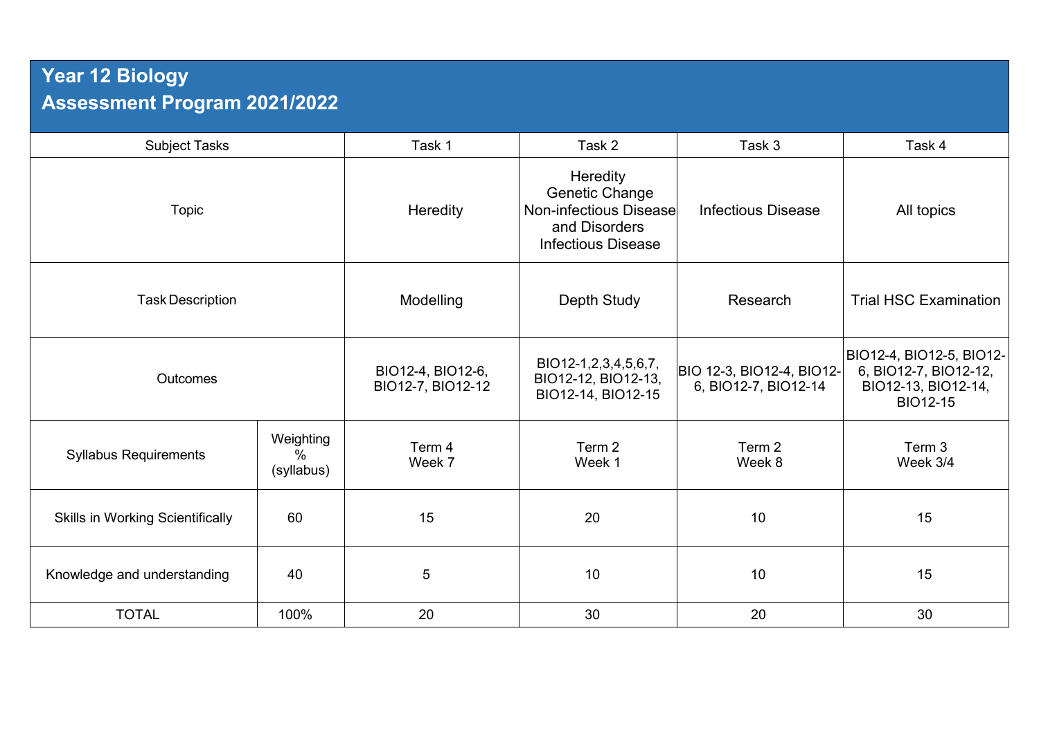# Year 12 Biology
## Assessment Program 2021/2022

| Subject Tasks | | Task 1 | Task 2 | Task 3 | Task 4 |
|---|---|---|---|---|---|
| Topic | | Heredity | Heredity<br>Genetic Change<br>Non-infectious Disease and Disorders<br>Infectious Disease | Infectious Disease | All topics |
| Task Description | | Modelling | Depth Study | Research | Trial HSC Examination |
| Outcomes | | BIO12-4, BIO12-6, BIO12-7, BIO12-12 | BIO12-1,2,3,4,5,6,7, BIO12-12, BIO12-13, BIO12-14, BIO12-15 | BIO 12-3, BIO12-4, BIO12-6, BIO12-7, BIO12-14 | BIO12-4, BIO12-5, BIO12-6, BIO12-7, BIO12-12, BIO12-13, BIO12-14, BIO12-15 |
| Syllabus Requirements | Weighting % (syllabus) | Term 4<br>Week 7 | Term 2<br>Week 1 | Term 2<br>Week 8 | Term 3<br>Week 3/4 |
| Skills in Working Scientifically | 60 | 15 | 20 | 10 | 15 |
| Knowledge and understanding | 40 | 5 | 10 | 10 | 15 |
| TOTAL | 100% | 20 | 30 | 20 | 30 |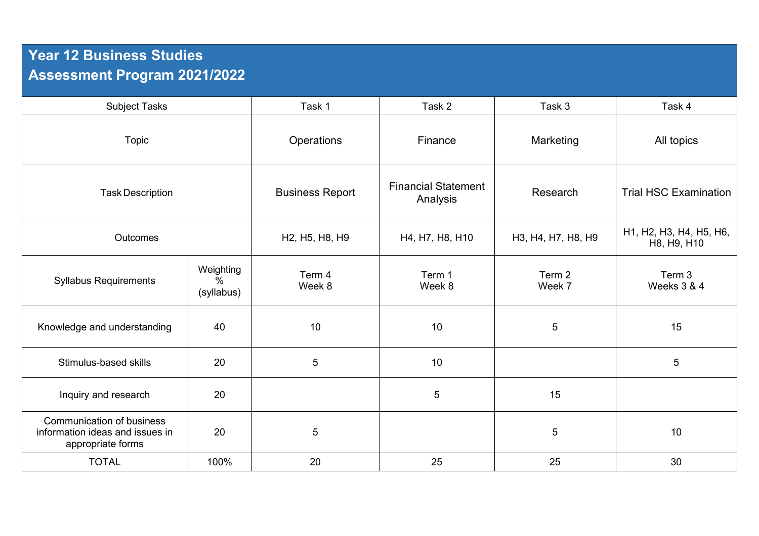# Year 12 Business Studies
# Assessment Program 2021/2022

| Subject Tasks | | Task 1 | Task 2 | Task 3 | Task 4 |
|---|---|---|---|---|---|
| Topic | | Operations | Finance | Marketing | All topics |
| Task Description | | Business Report | Financial Statement Analysis | Research | Trial HSC Examination |
| Outcomes | | H2, H5, H8, H9 | H4, H7, H8, H10 | H3, H4, H7, H8, H9 | H1, H2, H3, H4, H5, H6, H8, H9, H10 |
| Syllabus Requirements | Weighting % (syllabus) | Term 4 Week 8 | Term 1 Week 8 | Term 2 Week 7 | Term 3 Weeks 3 & 4 |
| Knowledge and understanding | 40 | 10 | 10 | 5 | 15 |
| Stimulus-based skills | 20 | 5 | 10 | | 5 |
| Inquiry and research | 20 | | 5 | 15 | |
| Communication of business information ideas and issues in appropriate forms | 20 | 5 | | 5 | 10 |
| TOTAL | 100% | 20 | 25 | 25 | 30 |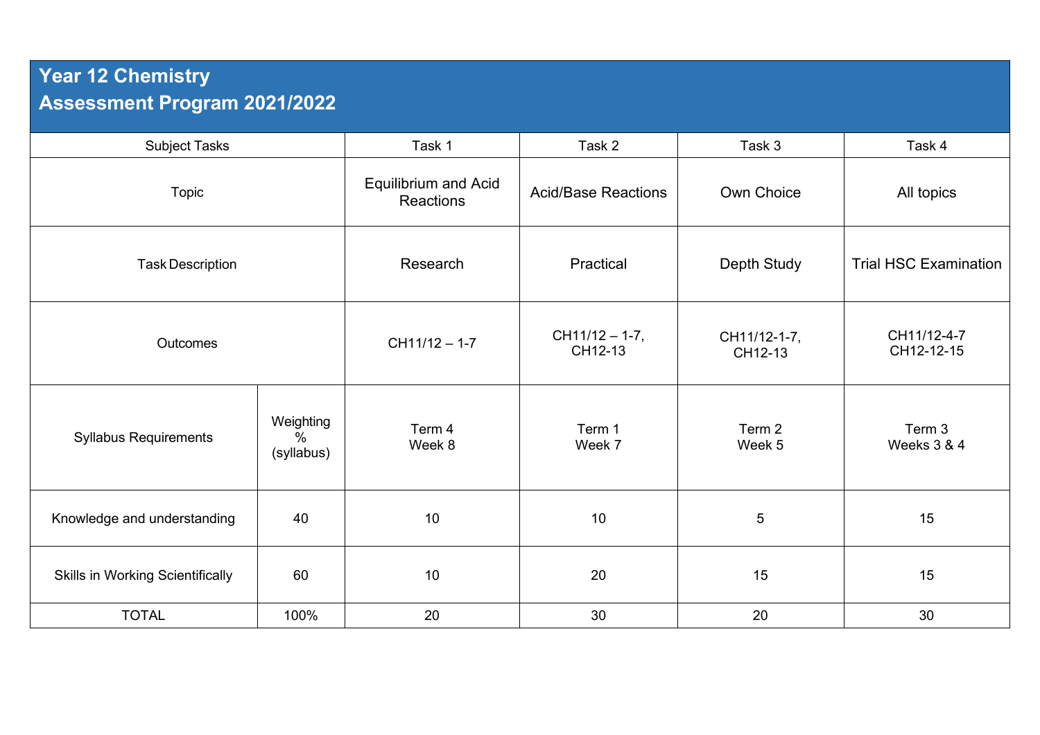## Year 12 Chemistry
## Assessment Program 2021/2022

| Subject Tasks | | Task 1 | Task 2 | Task 3 | Task 4 |
|---|---|---|---|---|---|
| Topic | | Equilibrium and Acid Reactions | Acid/Base Reactions | Own Choice | All topics |
| Task Description | | Research | Practical | Depth Study | Trial HSC Examination |
| Outcomes | | CH11/12 – 1-7 | CH11/12 – 1-7, CH12-13 | CH11/12-1-7, CH12-13 | CH11/12-4-7 CH12-12-15 |
| Syllabus Requirements | Weighting % (syllabus) | Term 4 Week 8 | Term 1 Week 7 | Term 2 Week 5 | Term 3 Weeks 3 & 4 |
| Knowledge and understanding | 40 | 10 | 10 | 5 | 15 |
| Skills in Working Scientifically | 60 | 10 | 20 | 15 | 15 |
| TOTAL | 100% | 20 | 30 | 20 | 30 |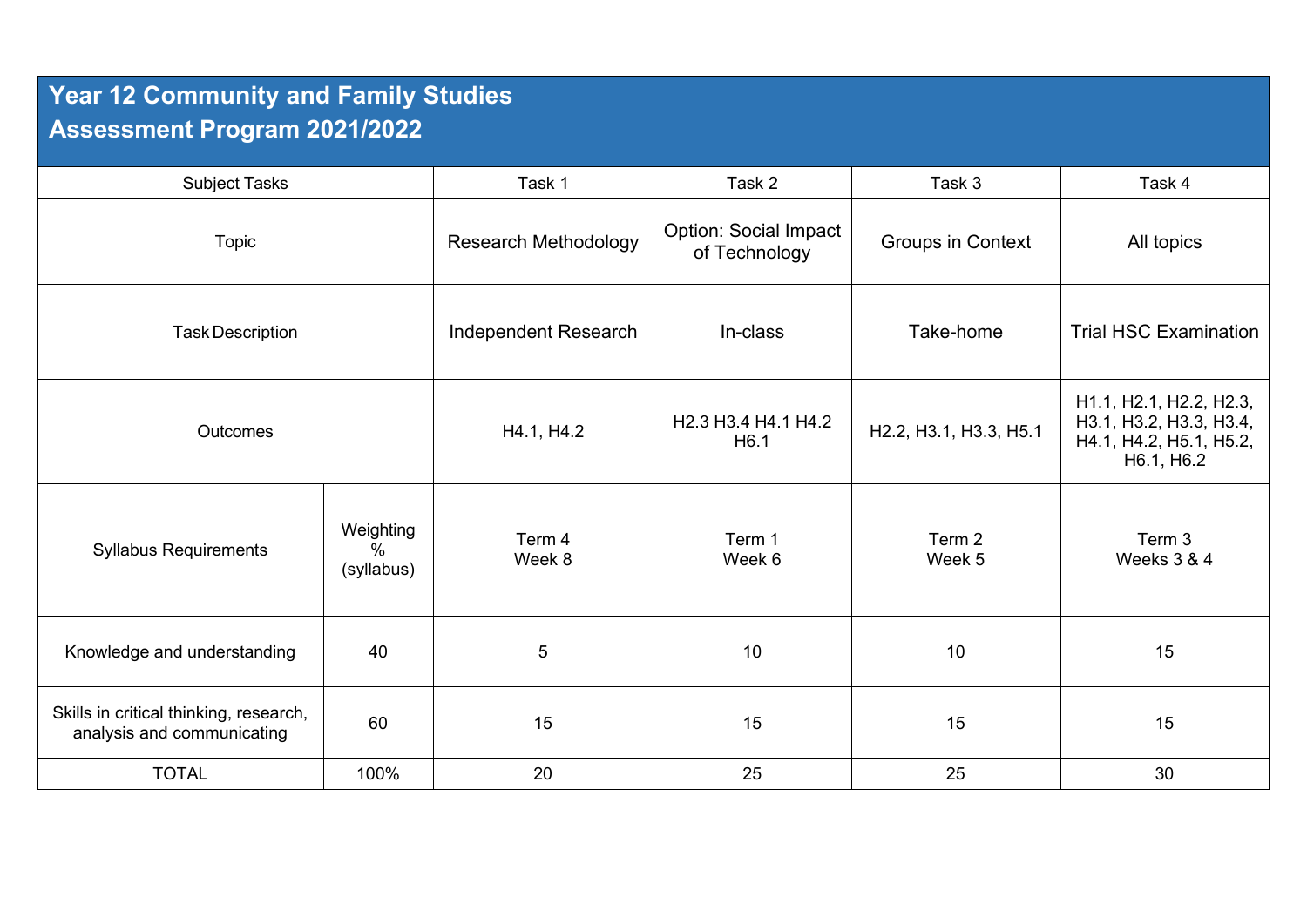| Year 12 Community and Family Studies<br>Assessment Program 2021/2022 | | | | | |
|---|---|---|---|---|---|
| Subject Tasks | | Task 1 | Task 2 | Task 3 | Task 4 |
| Topic | | Research Methodology | Option: Social Impact of Technology | Groups in Context | All topics |
| Task Description | | Independent Research | In-class | Take-home | Trial HSC Examination |
| Outcomes | | H4.1, H4.2 | H2.3 H3.4 H4.1 H4.2 H6.1 | H2.2, H3.1, H3.3, H5.1 | H1.1, H2.1, H2.2, H2.3, H3.1, H3.2, H3.3, H3.4, H4.1, H4.2, H5.1, H5.2, H6.1, H6.2 |
| Syllabus Requirements | Weighting % (syllabus) | Term 4 Week 8 | Term 1 Week 6 | Term 2 Week 5 | Term 3 Weeks 3 & 4 |
| Knowledge and understanding | 40 | 5 | 10 | 10 | 15 |
| Skills in critical thinking, research, analysis and communicating | 60 | 15 | 15 | 15 | 15 |
| TOTAL | 100% | 20 | 25 | 25 | 30 |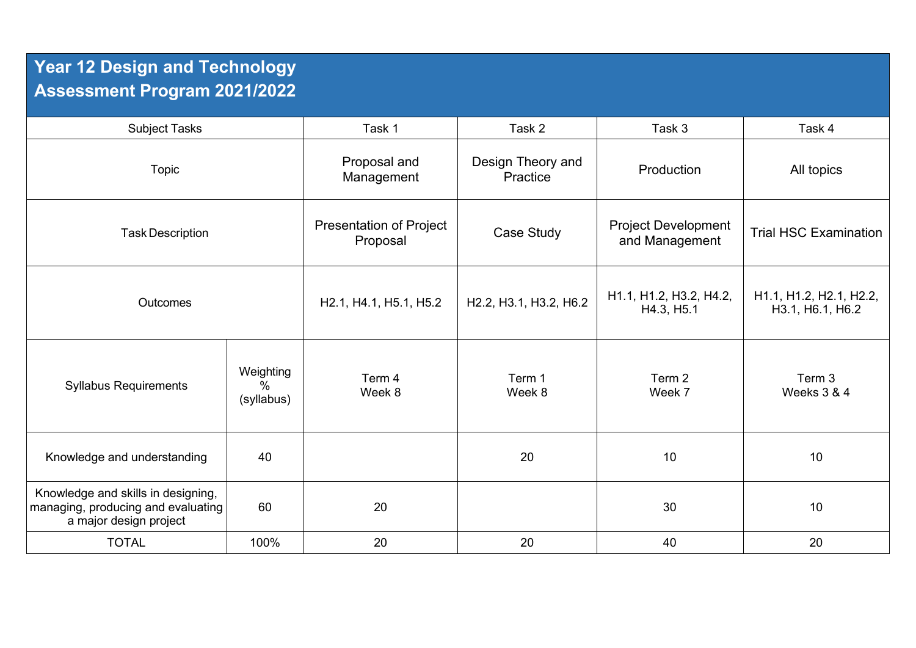## Year 12 Design and Technology
## Assessment Program 2021/2022

| Subject Tasks | | Task 1 | Task 2 | Task 3 | Task 4 |
|---|---|---|---|---|---|
| Topic | | Proposal and Management | Design Theory and Practice | Production | All topics |
| Task Description | | Presentation of Project Proposal | Case Study | Project Development and Management | Trial HSC Examination |
| Outcomes | | H2.1, H4.1, H5.1, H5.2 | H2.2, H3.1, H3.2, H6.2 | H1.1, H1.2, H3.2, H4.2, H4.3, H5.1 | H1.1, H1.2, H2.1, H2.2, H3.1, H6.1, H6.2 |
| Syllabus Requirements | Weighting % (syllabus) | Term 4 Week 8 | Term 1 Week 8 | Term 2 Week 7 | Term 3 Weeks 3 & 4 |
| Knowledge and understanding | 40 | | 20 | 10 | 10 |
| Knowledge and skills in designing, managing, producing and evaluating a major design project | 60 | 20 | | 30 | 10 |
| TOTAL | 100% | 20 | 20 | 40 | 20 |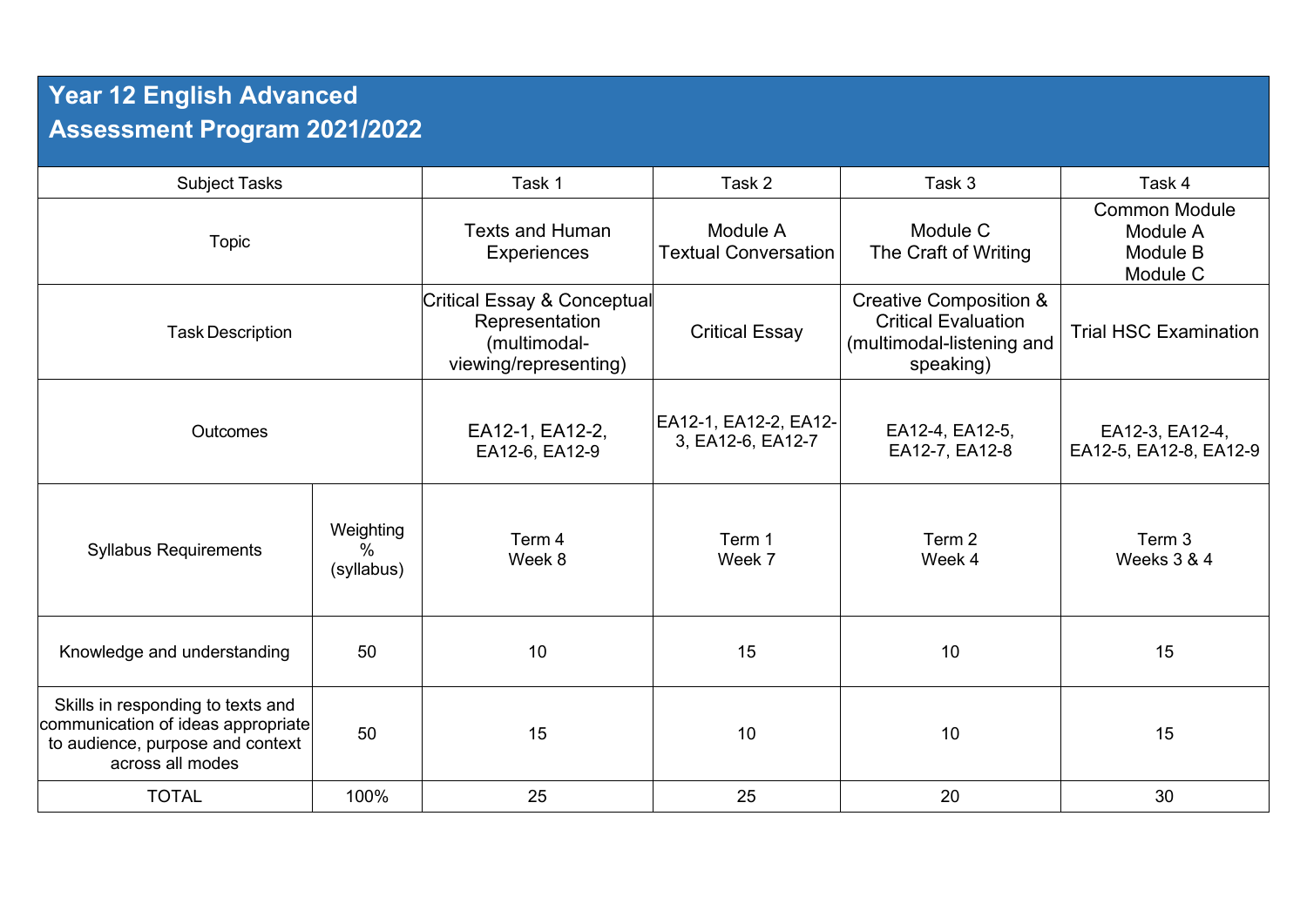## Year 12 English Advanced
## Assessment Program 2021/2022

| Subject Tasks | | Task 1 | Task 2 | Task 3 | Task 4 |
|---|---|---|---|---|---|
| Topic | | Texts and Human Experiences | Module A Textual Conversation | Module C The Craft of Writing | Common Module Module A Module B Module C |
| Task Description | | Critical Essay & Conceptual Representation (multimodal-viewing/representing) | Critical Essay | Creative Composition & Critical Evaluation (multimodal-listening and speaking) | Trial HSC Examination |
| Outcomes | | EA12-1, EA12-2, EA12-6, EA12-9 | EA12-1, EA12-2, EA12-3, EA12-6, EA12-7 | EA12-4, EA12-5, EA12-7, EA12-8 | EA12-3, EA12-4, EA12-5, EA12-8, EA12-9 |
| Syllabus Requirements | Weighting % (syllabus) | Term 4 Week 8 | Term 1 Week 7 | Term 2 Week 4 | Term 3 Weeks 3 & 4 |
| Knowledge and understanding | 50 | 10 | 15 | 10 | 15 |
| Skills in responding to texts and communication of ideas appropriate to audience, purpose and context across all modes | 50 | 15 | 10 | 10 | 15 |
| TOTAL | 100% | 25 | 25 | 20 | 30 |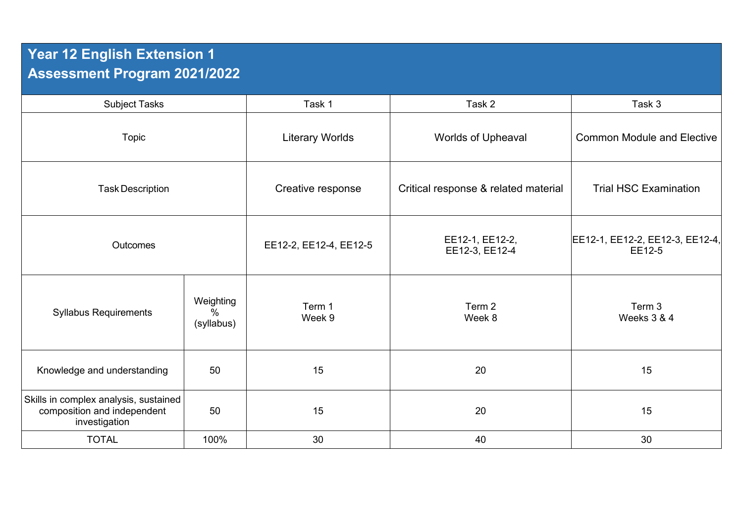## Year 12 English Extension 1
## Assessment Program 2021/2022

| Subject Tasks | | Task 1 | Task 2 | Task 3 |
|---|---|---|---|---|
| Topic | | Literary Worlds | Worlds of Upheaval | Common Module and Elective |
| Task Description | | Creative response | Critical response & related material | Trial HSC Examination |
| Outcomes | | EE12-2, EE12-4, EE12-5 | EE12-1, EE12-2, EE12-3, EE12-4 | EE12-1, EE12-2, EE12-3, EE12-4, EE12-5 |
| Syllabus Requirements | Weighting % (syllabus) | Term 1 Week 9 | Term 2 Week 8 | Term 3 Weeks 3 & 4 |
| Knowledge and understanding | 50 | 15 | 20 | 15 |
| Skills in complex analysis, sustained composition and independent investigation | 50 | 15 | 20 | 15 |
| TOTAL | 100% | 30 | 40 | 30 |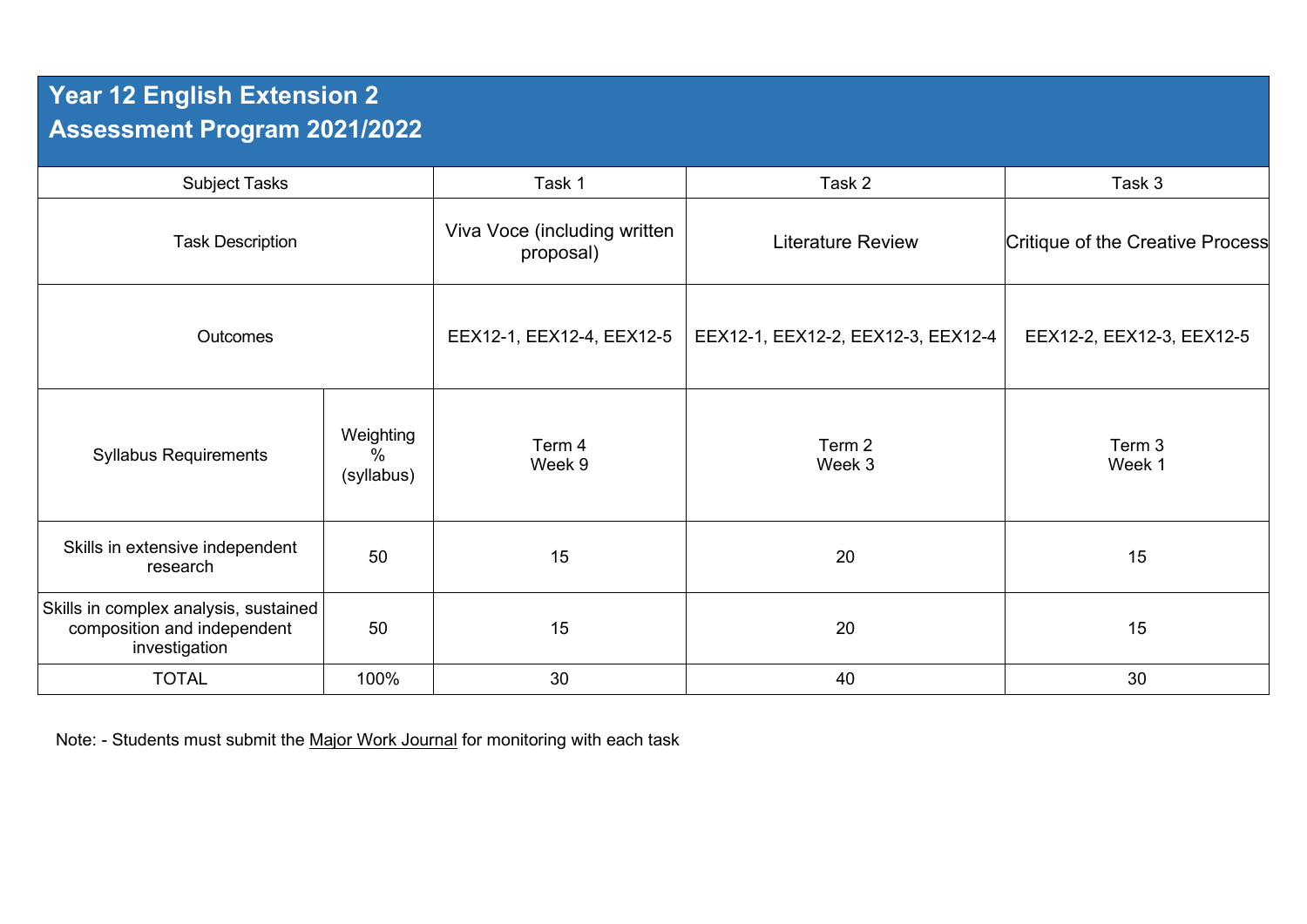# Year 12 English Extension 2
# Assessment Program 2021/2022

| Subject Tasks | | Task 1 | Task 2 | Task 3 |
|---|---|---|---|---|
| Task Description | | Viva Voce (including written proposal) | Literature Review | Critique of the Creative Process |
| Outcomes | | EEX12-1, EEX12-4, EEX12-5 | EEX12-1, EEX12-2, EEX12-3, EEX12-4 | EEX12-2, EEX12-3, EEX12-5 |
| Syllabus Requirements | Weighting % (syllabus) | Term 4 Week 9 | Term 2 Week 3 | Term 3 Week 1 |
| Skills in extensive independent research | 50 | 15 | 20 | 15 |
| Skills in complex analysis, sustained composition and independent investigation | 50 | 15 | 20 | 15 |
| TOTAL | 100% | 30 | 40 | 30 |

Note: - Students must submit the Major Work Journal for monitoring with each task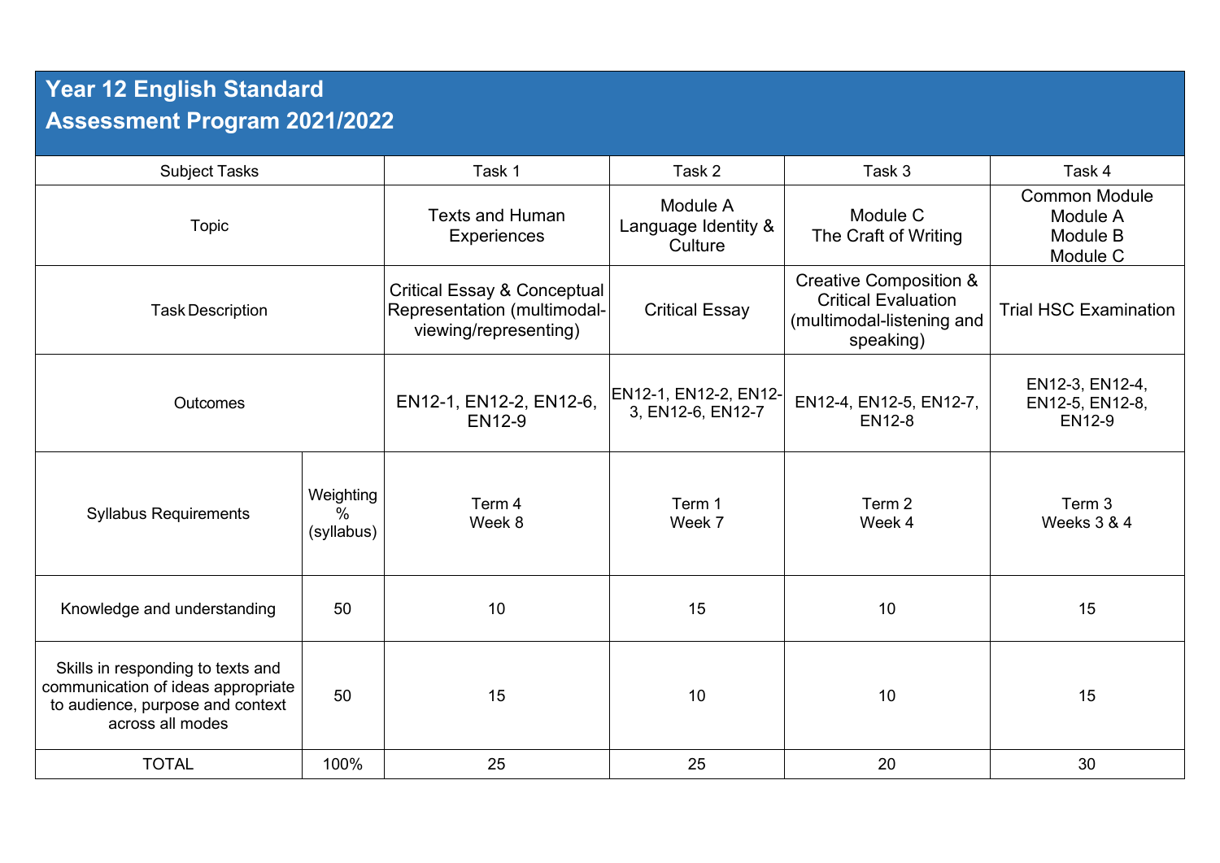# Year 12 English Standard
# Assessment Program 2021/2022

| Subject Tasks | | Task 1 | Task 2 | Task 3 | Task 4 |
|---|---|---|---|---|---|
| Topic | | Texts and Human Experiences | Module A Language Identity & Culture | Module C The Craft of Writing | Common Module Module A Module B Module C |
| Task Description | | Critical Essay & Conceptual Representation (multimodal-viewing/representing) | Critical Essay | Creative Composition & Critical Evaluation (multimodal-listening and speaking) | Trial HSC Examination |
| Outcomes | | EN12-1, EN12-2, EN12-6, EN12-9 | EN12-1, EN12-2, EN12-3, EN12-6, EN12-7 | EN12-4, EN12-5, EN12-7, EN12-8 | EN12-3, EN12-4, EN12-5, EN12-8, EN12-9 |
| Syllabus Requirements | Weighting % (syllabus) | Term 4 Week 8 | Term 1 Week 7 | Term 2 Week 4 | Term 3 Weeks 3 & 4 |
| Knowledge and understanding | 50 | 10 | 15 | 10 | 15 |
| Skills in responding to texts and communication of ideas appropriate to audience, purpose and context across all modes | 50 | 15 | 10 | 10 | 15 |
| TOTAL | 100% | 25 | 25 | 20 | 30 |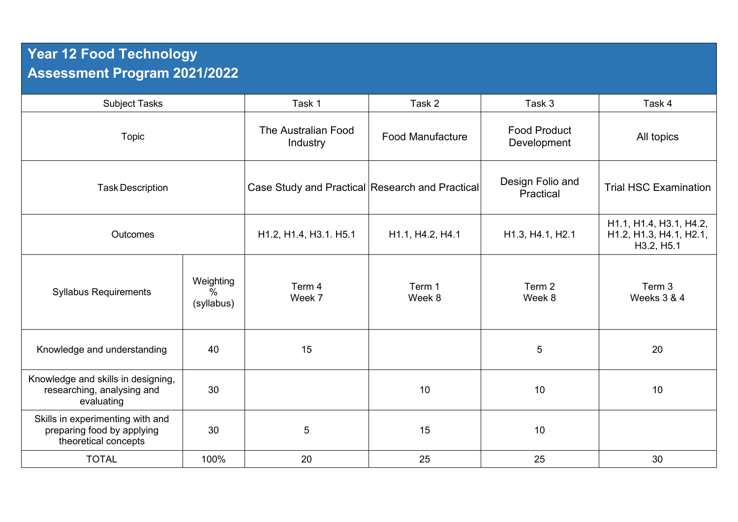# Year 12 Food Technology
# Assessment Program 2021/2022

| Subject Tasks | | Task 1 | Task 2 | Task 3 | Task 4 |
|---|---|---|---|---|---|
| Topic | | The Australian Food Industry | Food Manufacture | Food Product Development | All topics |
| Task Description | | Case Study and Practical | Research and Practical | Design Folio and Practical | Trial HSC Examination |
| Outcomes | | H1.2, H1.4, H3.1. H5.1 | H1.1, H4.2, H4.1 | H1.3, H4.1, H2.1 | H1.1, H1.4, H3.1, H4.2, H1.2, H1.3, H4.1, H2.1, H3.2, H5.1 |
| Syllabus Requirements | Weighting % (syllabus) | Term 4 Week 7 | Term 1 Week 8 | Term 2 Week 8 | Term 3 Weeks 3 & 4 |
| Knowledge and understanding | 40 | 15 | | 5 | 20 |
| Knowledge and skills in designing, researching, analysing and evaluating | 30 | | 10 | 10 | 10 |
| Skills in experimenting with and preparing food by applying theoretical concepts | 30 | 5 | 15 | 10 | |
| TOTAL | 100% | 20 | 25 | 25 | 30 |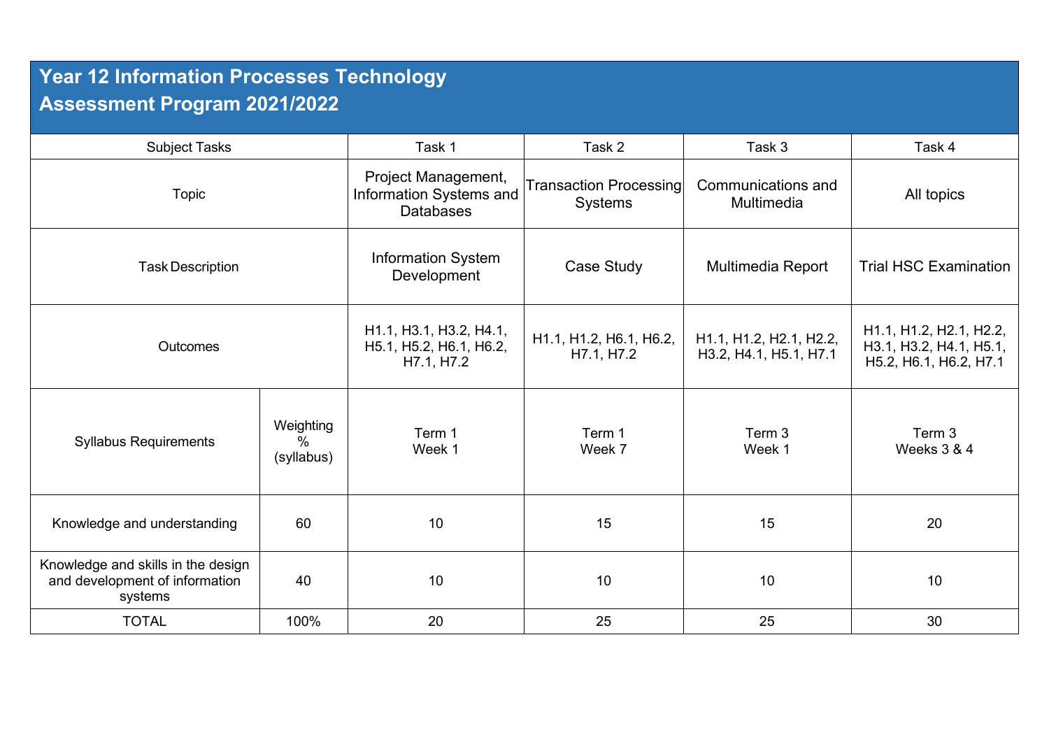# Year 12 Information Processes Technology Assessment Program 2021/2022

| Subject Tasks | | Task 1 | Task 2 | Task 3 | Task 4 |
|---|---|---|---|---|---|
| Topic | | Project Management, Information Systems and Databases | Transaction Processing Systems | Communications and Multimedia | All topics |
| Task Description | | Information System Development | Case Study | Multimedia Report | Trial HSC Examination |
| Outcomes | | H1.1, H3.1, H3.2, H4.1, H5.1, H5.2, H6.1, H6.2, H7.1, H7.2 | H1.1, H1.2, H6.1, H6.2, H7.1, H7.2 | H1.1, H1.2, H2.1, H2.2, H3.2, H4.1, H5.1, H7.1 | H1.1, H1.2, H2.1, H2.2, H3.1, H3.2, H4.1, H5.1, H5.2, H6.1, H6.2, H7.1 |
| Syllabus Requirements | Weighting % (syllabus) | Term 1 Week 1 | Term 1 Week 7 | Term 3 Week 1 | Term 3 Weeks 3 & 4 |
| Knowledge and understanding | 60 | 10 | 15 | 15 | 20 |
| Knowledge and skills in the design and development of information systems | 40 | 10 | 10 | 10 | 10 |
| TOTAL | 100% | 20 | 25 | 25 | 30 |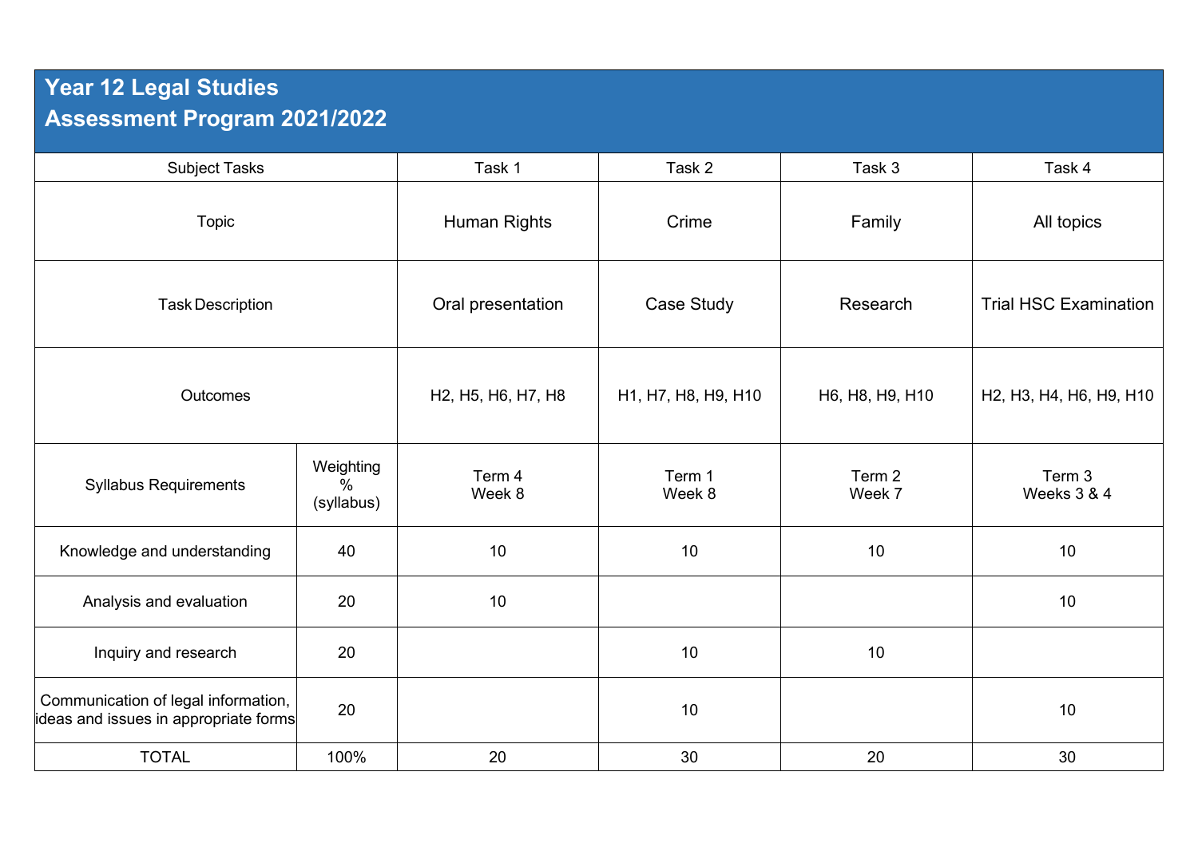# Year 12 Legal Studies
# Assessment Program 2021/2022

| Subject Tasks | | Task 1 | Task 2 | Task 3 | Task 4 |
|---|---|---|---|---|---|
| Topic | | Human Rights | Crime | Family | All topics |
| Task Description | | Oral presentation | Case Study | Research | Trial HSC Examination |
| Outcomes | | H2, H5, H6, H7, H8 | H1, H7, H8, H9, H10 | H6, H8, H9, H10 | H2, H3, H4, H6, H9, H10 |
| Syllabus Requirements | Weighting % (syllabus) | Term 4 Week 8 | Term 1 Week 8 | Term 2 Week 7 | Term 3 Weeks 3 & 4 |
| Knowledge and understanding | 40 | 10 | 10 | 10 | 10 |
| Analysis and evaluation | 20 | 10 | | | 10 |
| Inquiry and research | 20 | | 10 | 10 | |
| Communication of legal information, ideas and issues in appropriate forms | 20 | | 10 | | 10 |
| TOTAL | 100% | 20 | 30 | 20 | 30 |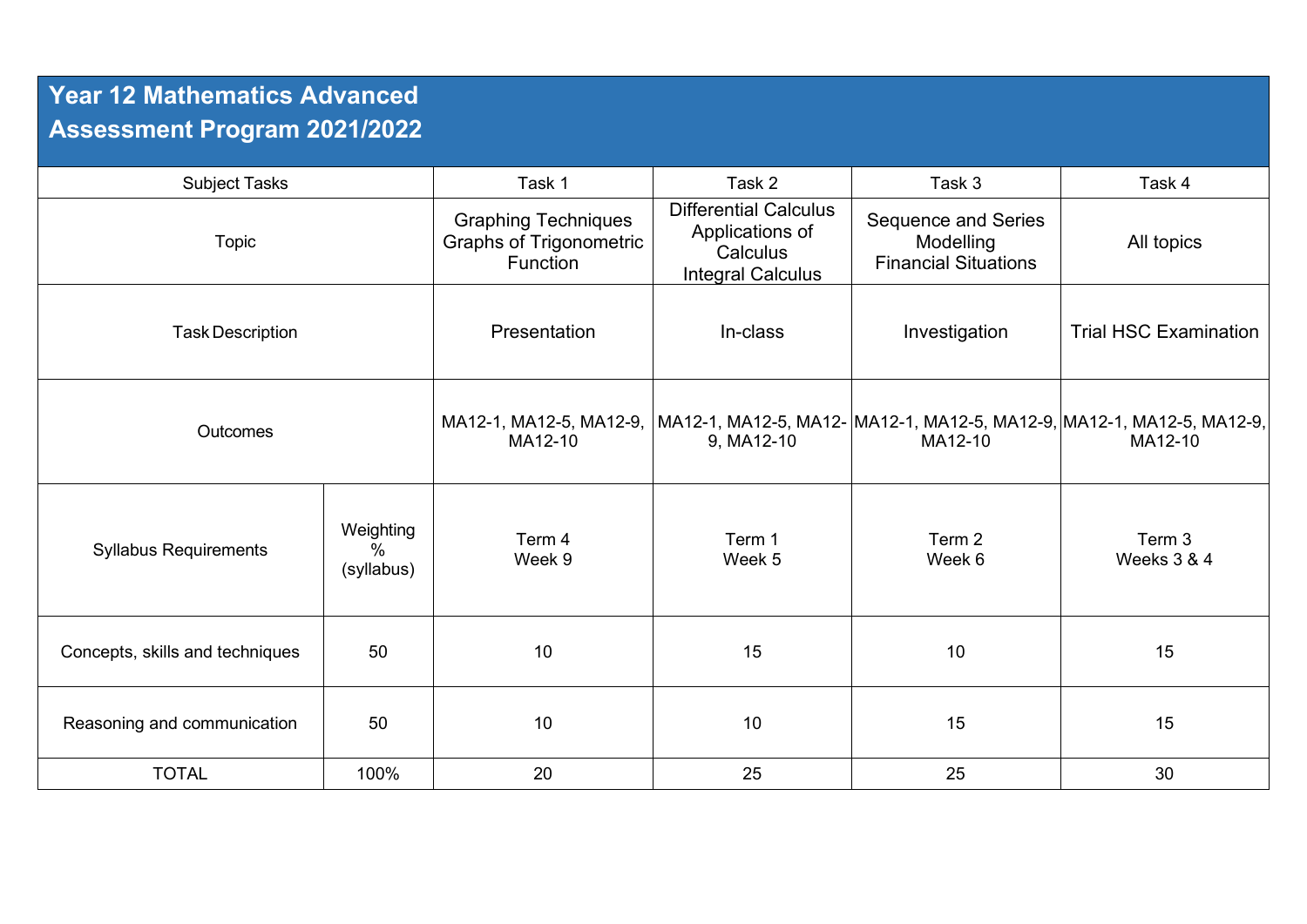## Year 12 Mathematics Advanced Assessment Program 2021/2022

| Subject Tasks | | Task 1 | Task 2 | Task 3 | Task 4 |
|---|---|---|---|---|---|
| Topic | | Graphing Techniques Graphs of Trigonometric Function | Differential Calculus Applications of Calculus Integral Calculus | Sequence and Series Modelling Financial Situations | All topics |
| Task Description | | Presentation | In-class | Investigation | Trial HSC Examination |
| Outcomes | | MA12-1, MA12-5, MA12-9, MA12-10 | MA12-1, MA12-5, MA12-9, MA12-10 | MA12-1, MA12-5, MA12-9, MA12-10 | MA12-1, MA12-5, MA12-9, MA12-10 |
| Syllabus Requirements | Weighting % (syllabus) | Term 4 Week 9 | Term 1 Week 5 | Term 2 Week 6 | Term 3 Weeks 3 & 4 |
| Concepts, skills and techniques | 50 | 10 | 15 | 10 | 15 |
| Reasoning and communication | 50 | 10 | 10 | 15 | 15 |
| TOTAL | 100% | 20 | 25 | 25 | 30 |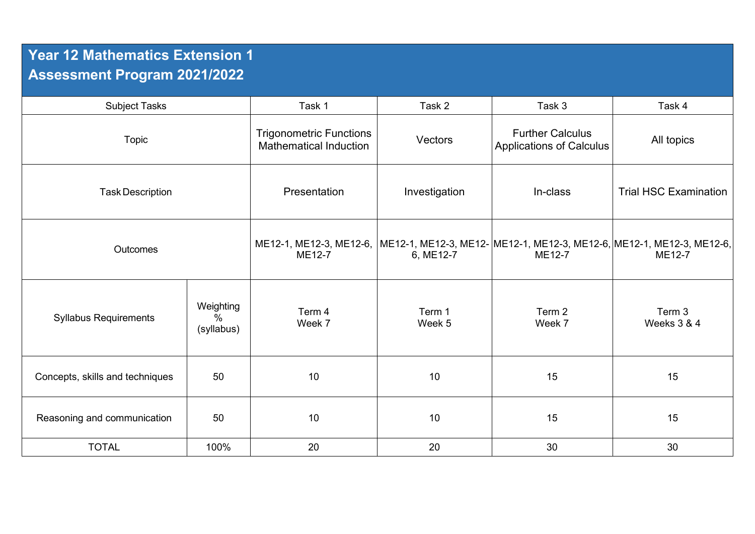## Year 12 Mathematics Extension 1
## Assessment Program 2021/2022

| Subject Tasks | | Task 1 | Task 2 | Task 3 | Task 4 |
|---|---|---|---|---|---|
| Topic | | Trigonometric Functions Mathematical Induction | Vectors | Further Calculus Applications of Calculus | All topics |
| Task Description | | Presentation | Investigation | In-class | Trial HSC Examination |
| Outcomes | | ME12-1, ME12-3, ME12-6, ME12-7 | ME12-1, ME12-3, ME12-6, ME12-7 | ME12-1, ME12-3, ME12-6, ME12-7 | ME12-1, ME12-3, ME12-6, ME12-7 |
| Syllabus Requirements | Weighting % (syllabus) | Term 4 Week 7 | Term 1 Week 5 | Term 2 Week 7 | Term 3 Weeks 3 & 4 |
| Concepts, skills and techniques | 50 | 10 | 10 | 15 | 15 |
| Reasoning and communication | 50 | 10 | 10 | 15 | 15 |
| TOTAL | 100% | 20 | 20 | 30 | 30 |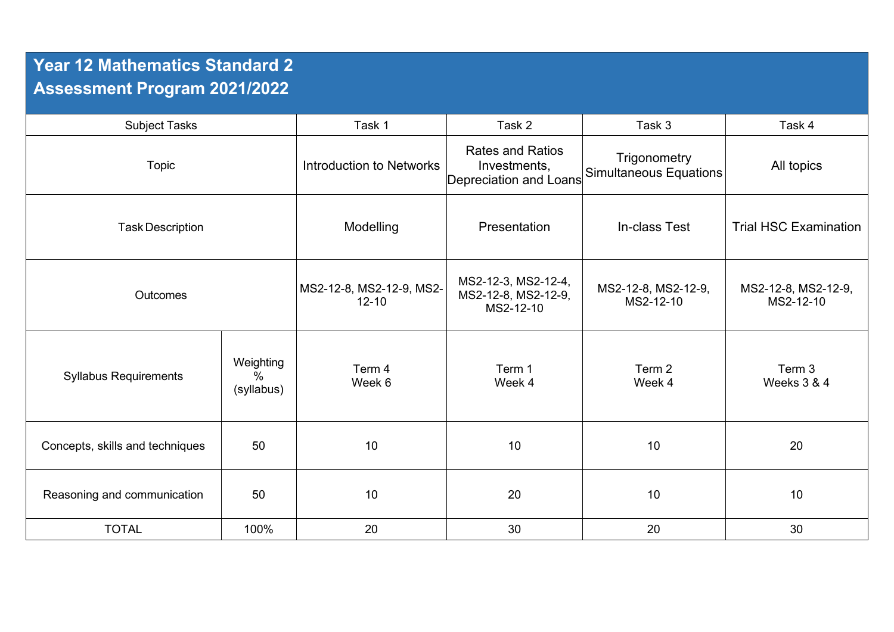## Year 12 Mathematics Standard 2
## Assessment Program 2021/2022

| Subject Tasks | | Task 1 | Task 2 | Task 3 | Task 4 |
|---|---|---|---|---|---|
| Topic | | Introduction to Networks | Rates and Ratios Investments, Depreciation and Loans | Trigonometry Simultaneous Equations | All topics |
| Task Description | | Modelling | Presentation | In-class Test | Trial HSC Examination |
| Outcomes | | MS2-12-8, MS2-12-9, MS2-12-10 | MS2-12-3, MS2-12-4, MS2-12-8, MS2-12-9, MS2-12-10 | MS2-12-8, MS2-12-9, MS2-12-10 | MS2-12-8, MS2-12-9, MS2-12-10 |
| Syllabus Requirements | Weighting % (syllabus) | Term 4 Week 6 | Term 1 Week 4 | Term 2 Week 4 | Term 3 Weeks 3 & 4 |
| Concepts, skills and techniques | 50 | 10 | 10 | 10 | 20 |
| Reasoning and communication | 50 | 10 | 20 | 10 | 10 |
| TOTAL | 100% | 20 | 30 | 20 | 30 |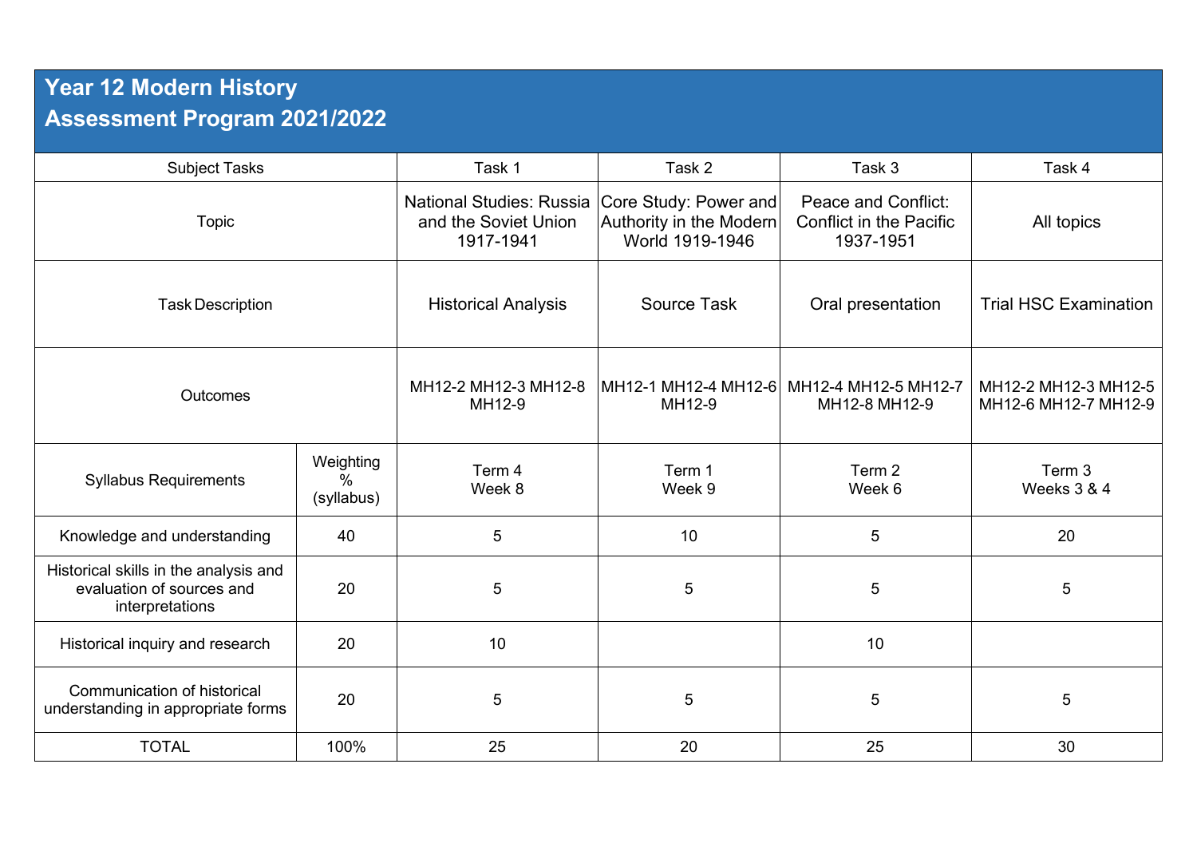# Year 12 Modern History
# Assessment Program 2021/2022

| Subject Tasks | | Task 1 | Task 2 | Task 3 | Task 4 |
|---|---|---|---|---|---|
| Topic | | National Studies: Russia and the Soviet Union 1917-1941 | Core Study: Power and Authority in the Modern World 1919-1946 | Peace and Conflict: Conflict in the Pacific 1937-1951 | All topics |
| Task Description | | Historical Analysis | Source Task | Oral presentation | Trial HSC Examination |
| Outcomes | | MH12-2 MH12-3 MH12-8 MH12-9 | MH12-1 MH12-4 MH12-6 MH12-9 | MH12-4 MH12-5 MH12-7 MH12-8 MH12-9 | MH12-2 MH12-3 MH12-5 MH12-6 MH12-7 MH12-9 |
| Syllabus Requirements | Weighting % (syllabus) | Term 4 Week 8 | Term 1 Week 9 | Term 2 Week 6 | Term 3 Weeks 3 & 4 |
| Knowledge and understanding | 40 | 5 | 10 | 5 | 20 |
| Historical skills in the analysis and evaluation of sources and interpretations | 20 | 5 | 5 | 5 | 5 |
| Historical inquiry and research | 20 | 10 | | 10 | |
| Communication of historical understanding in appropriate forms | 20 | 5 | 5 | 5 | 5 |
| TOTAL | 100% | 25 | 20 | 25 | 30 |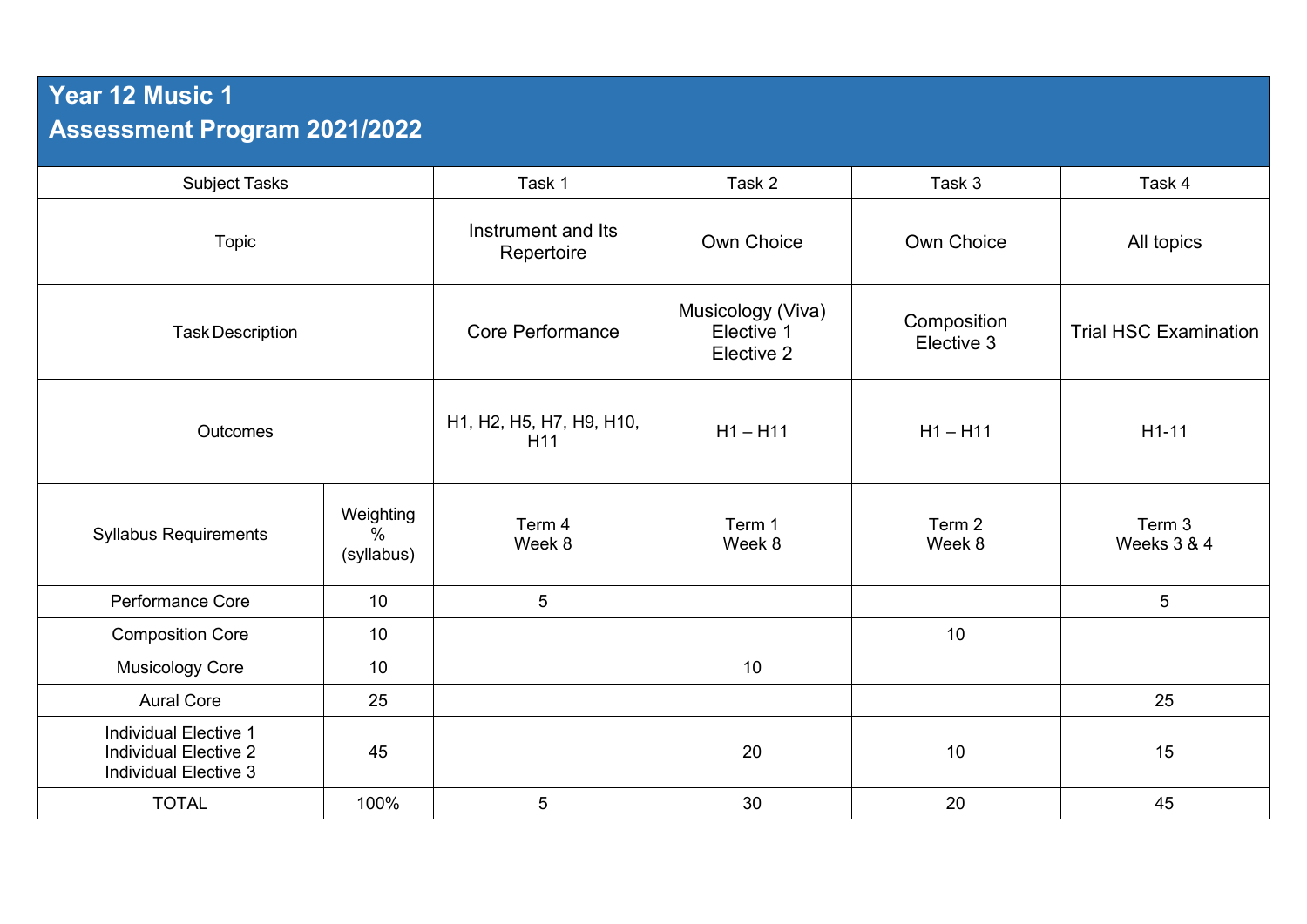# Year 12 Music 1
## Assessment Program 2021/2022

| Subject Tasks | | Task 1 | Task 2 | Task 3 | Task 4 |
|---|---|---|---|---|---|
| Topic | | Instrument and Its Repertoire | Own Choice | Own Choice | All topics |
| Task Description | | Core Performance | Musicology (Viva) Elective 1 Elective 2 | Composition Elective 3 | Trial HSC Examination |
| Outcomes | | H1, H2, H5, H7, H9, H10, H11 | H1 – H11 | H1 – H11 | H1-11 |
| Syllabus Requirements | Weighting % (syllabus) | Term 4 Week 8 | Term 1 Week 8 | Term 2 Week 8 | Term 3 Weeks 3 & 4 |
| Performance Core | 10 | 5 | | | 5 |
| Composition Core | 10 | | | 10 | |
| Musicology Core | 10 | | 10 | | |
| Aural Core | 25 | | | | 25 |
| Individual Elective 1 Individual Elective 2 Individual Elective 3 | 45 | | 20 | 10 | 15 |
| TOTAL | 100% | 5 | 30 | 20 | 45 |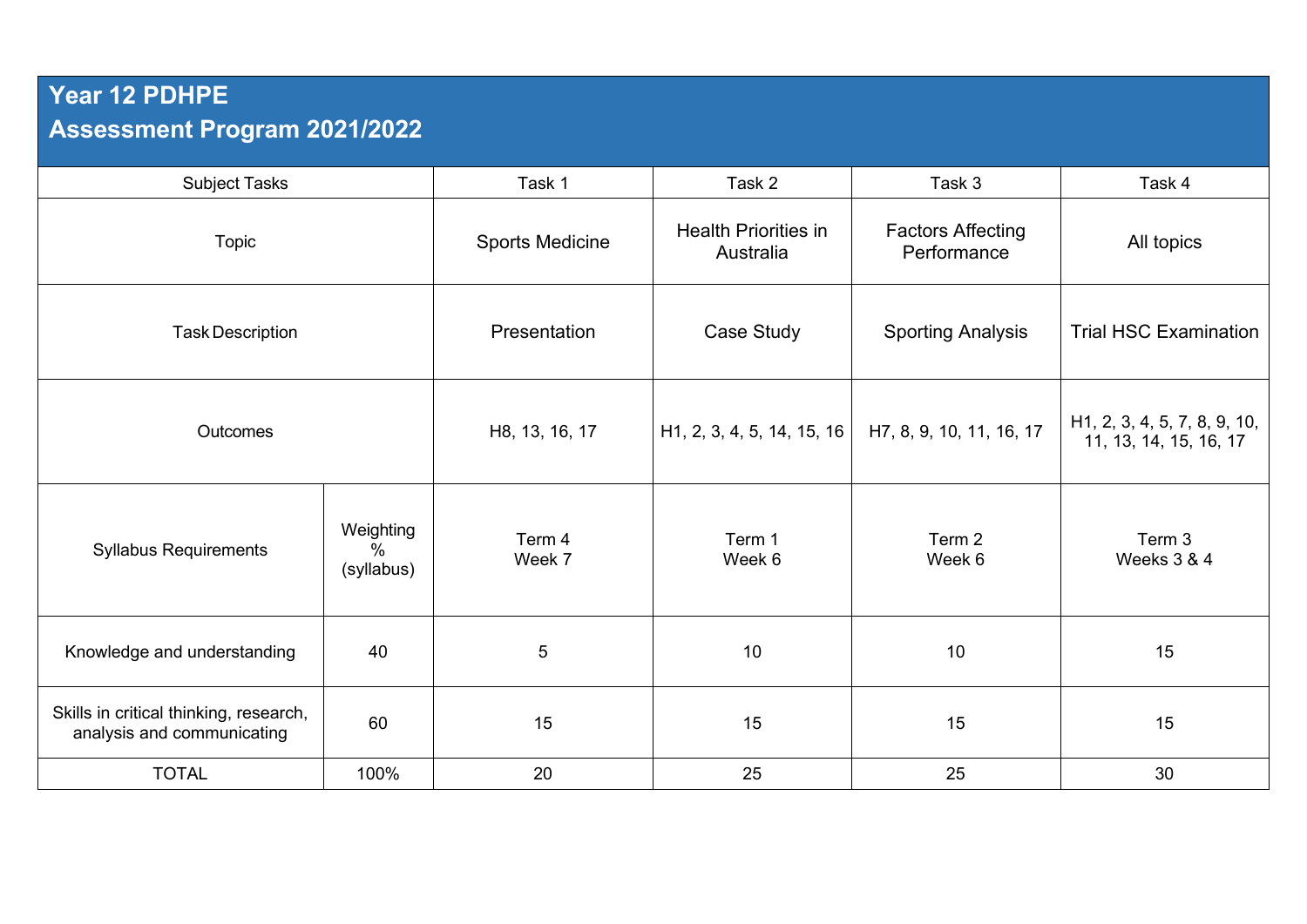# Year 12 PDHPE
## Assessment Program 2021/2022

| Subject Tasks | | Task 1 | Task 2 | Task 3 | Task 4 |
|---|---|---|---|---|---|
| Topic | | Sports Medicine | Health Priorities in Australia | Factors Affecting Performance | All topics |
| Task Description | | Presentation | Case Study | Sporting Analysis | Trial HSC Examination |
| Outcomes | | H8, 13, 16, 17 | H1, 2, 3, 4, 5, 14, 15, 16 | H7, 8, 9, 10, 11, 16, 17 | H1, 2, 3, 4, 5, 7, 8, 9, 10, 11, 13, 14, 15, 16, 17 |
| Syllabus Requirements | Weighting % (syllabus) | Term 4 Week 7 | Term 1 Week 6 | Term 2 Week 6 | Term 3 Weeks 3 & 4 |
| Knowledge and understanding | 40 | 5 | 10 | 10 | 15 |
| Skills in critical thinking, research, analysis and communicating | 60 | 15 | 15 | 15 | 15 |
| TOTAL | 100% | 20 | 25 | 25 | 30 |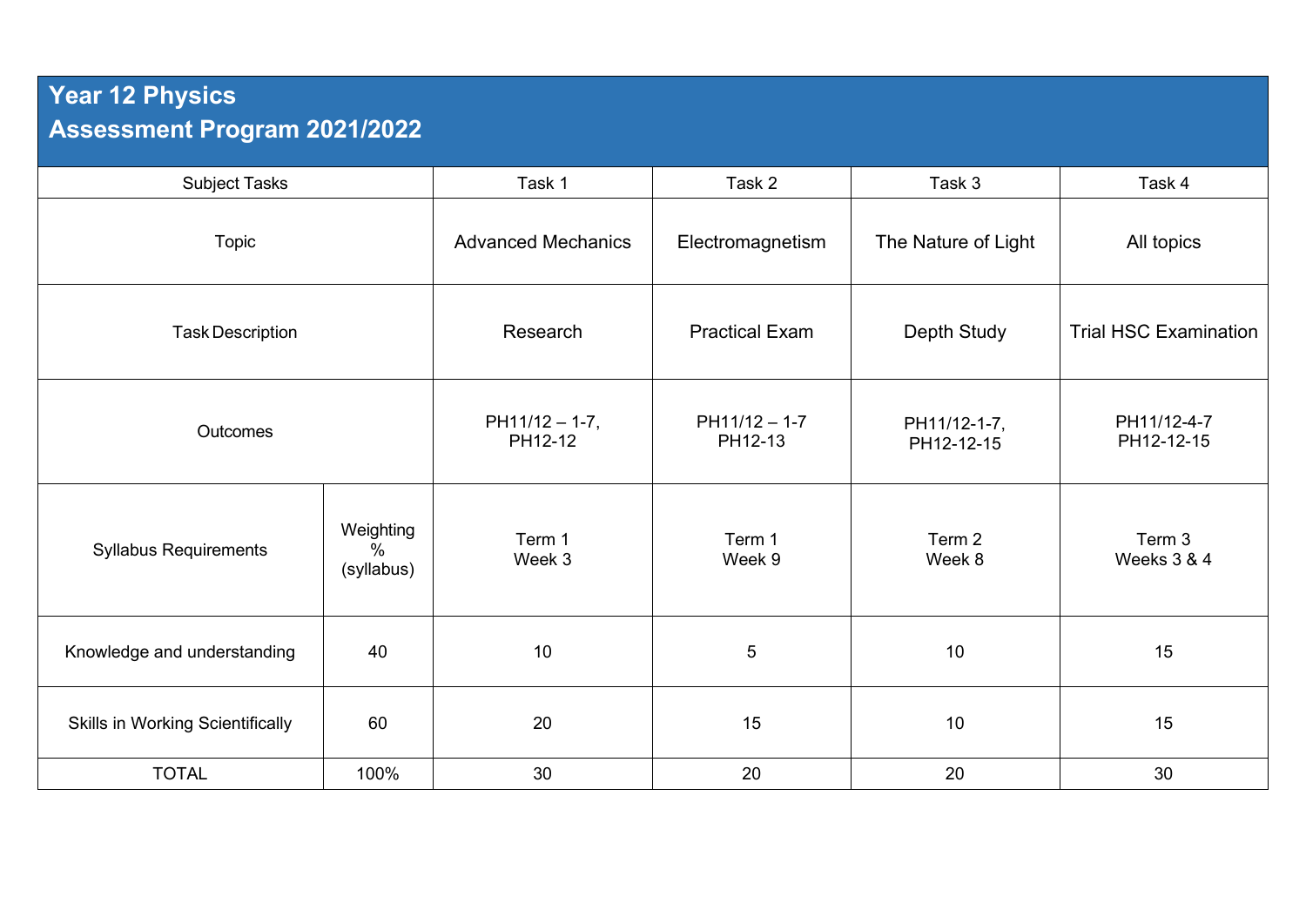# Year 12 Physics
## Assessment Program 2021/2022

| Subject Tasks | | Task 1 | Task 2 | Task 3 | Task 4 |
|---|---|---|---|---|---|
| Topic | | Advanced Mechanics | Electromagnetism | The Nature of Light | All topics |
| Task Description | | Research | Practical Exam | Depth Study | Trial HSC Examination |
| Outcomes | | PH11/12 – 1-7, PH12-12 | PH11/12 – 1-7 PH12-13 | PH11/12-1-7, PH12-12-15 | PH11/12-4-7 PH12-12-15 |
| Syllabus Requirements | Weighting % (syllabus) | Term 1 Week 3 | Term 1 Week 9 | Term 2 Week 8 | Term 3 Weeks 3 & 4 |
| Knowledge and understanding | 40 | 10 | 5 | 10 | 15 |
| Skills in Working Scientifically | 60 | 20 | 15 | 10 | 15 |
| TOTAL | 100% | 30 | 20 | 20 | 30 |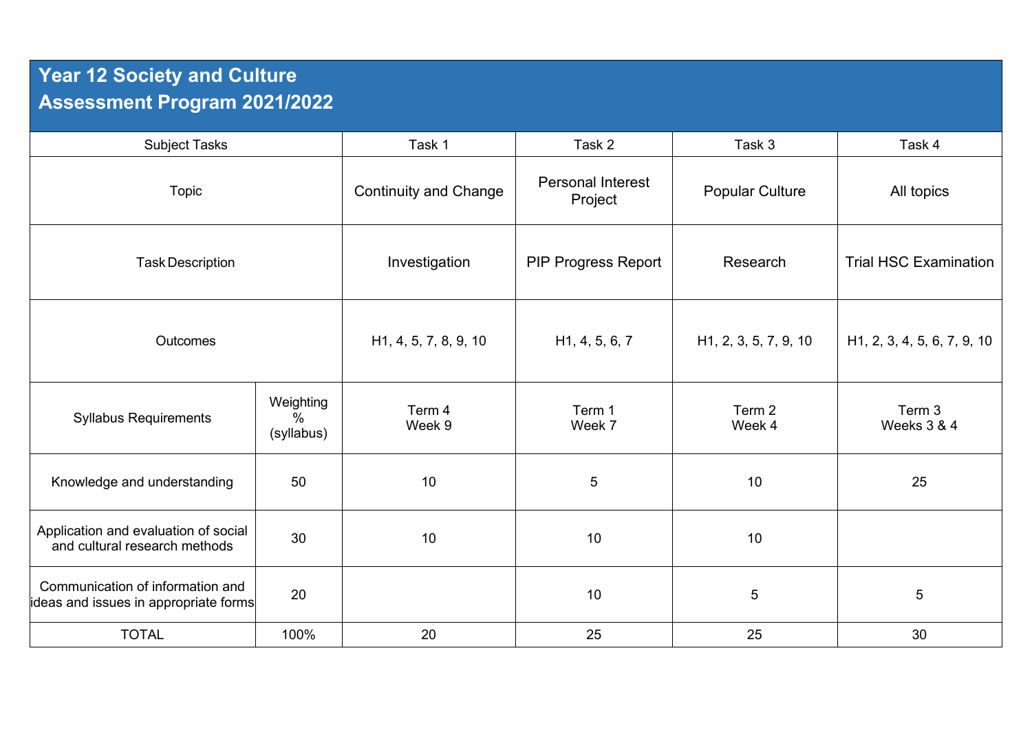# Year 12 Society and Culture Assessment Program 2021/2022

| Subject Tasks | | Task 1 | Task 2 | Task 3 | Task 4 |
|---|---|---|---|---|---|
| Topic | | Continuity and Change | Personal Interest Project | Popular Culture | All topics |
| Task Description | | Investigation | PIP Progress Report | Research | Trial HSC Examination |
| Outcomes | | H1, 4, 5, 7, 8, 9, 10 | H1, 4, 5, 6, 7 | H1, 2, 3, 5, 7, 9, 10 | H1, 2, 3, 4, 5, 6, 7, 9, 10 |
| Syllabus Requirements | Weighting % (syllabus) | Term 4 Week 9 | Term 1 Week 7 | Term 2 Week 4 | Term 3 Weeks 3 & 4 |
| Knowledge and understanding | 50 | 10 | 5 | 10 | 25 |
| Application and evaluation of social and cultural research methods | 30 | 10 | 10 | 10 | |
| Communication of information and ideas and issues in appropriate forms | 20 | | 10 | 5 | 5 |
| TOTAL | 100% | 20 | 25 | 25 | 30 |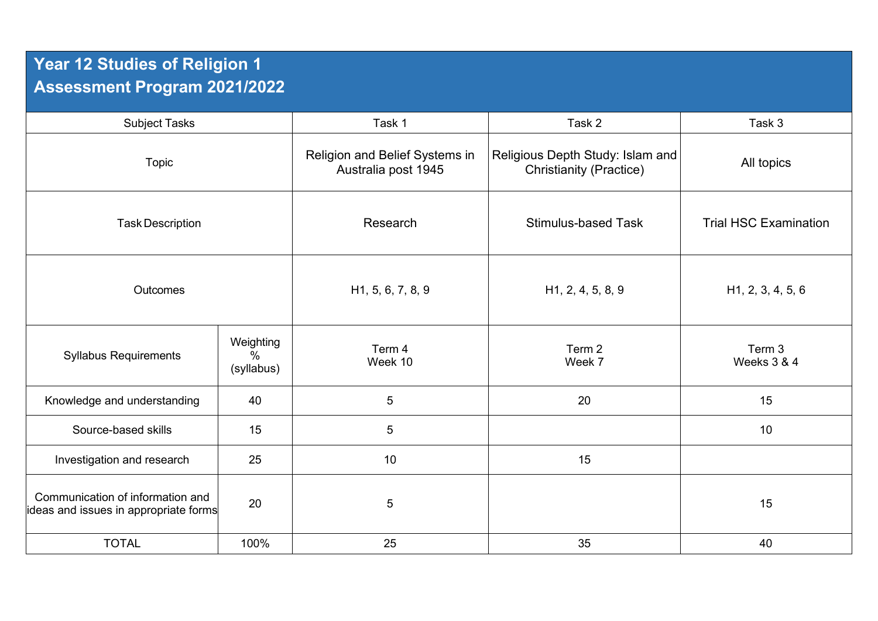# Year 12 Studies of Religion 1
## Assessment Program 2021/2022

| Subject Tasks | | Task 1 | Task 2 | Task 3 |
|---|---|---|---|---|
| Topic | | Religion and Belief Systems in Australia post 1945 | Religious Depth Study: Islam and Christianity (Practice) | All topics |
| Task Description | | Research | Stimulus-based Task | Trial HSC Examination |
| Outcomes | | H1, 5, 6, 7, 8, 9 | H1, 2, 4, 5, 8, 9 | H1, 2, 3, 4, 5, 6 |
| Syllabus Requirements | Weighting % (syllabus) | Term 4 Week 10 | Term 2 Week 7 | Term 3 Weeks 3 & 4 |
| Knowledge and understanding | 40 | 5 | 20 | 15 |
| Source-based skills | 15 | 5 | | 10 |
| Investigation and research | 25 | 10 | 15 | |
| Communication of information and ideas and issues in appropriate forms | 20 | 5 | | 15 |
| TOTAL | 100% | 25 | 35 | 40 |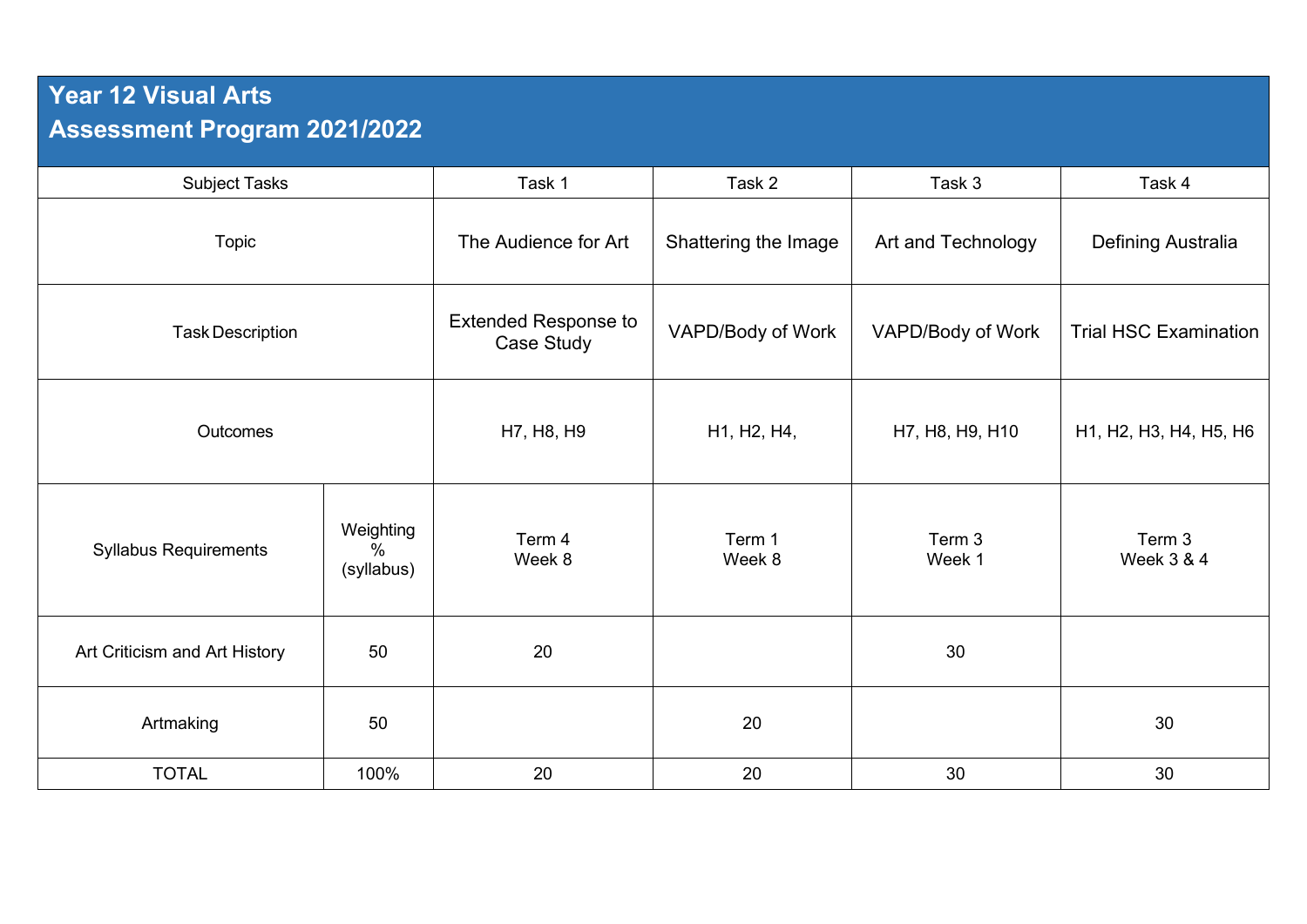# Year 12 Visual Arts
# Assessment Program 2021/2022

| Subject Tasks | | Task 1 | Task 2 | Task 3 | Task 4 |
|---|---|---|---|---|---|
| Topic | | The Audience for Art | Shattering the Image | Art and Technology | Defining Australia |
| Task Description | | Extended Response to Case Study | VAPD/Body of Work | VAPD/Body of Work | Trial HSC Examination |
| Outcomes | | H7, H8, H9 | H1, H2, H4, | H7, H8, H9, H10 | H1, H2, H3, H4, H5, H6 |
| Syllabus Requirements | Weighting % (syllabus) | Term 4 Week 8 | Term 1 Week 8 | Term 3 Week 1 | Term 3 Week 3 & 4 |
| Art Criticism and Art History | 50 | 20 | | 30 | |
| Artmaking | 50 | | 20 | | 30 |
| TOTAL | 100% | 20 | 20 | 30 | 30 |